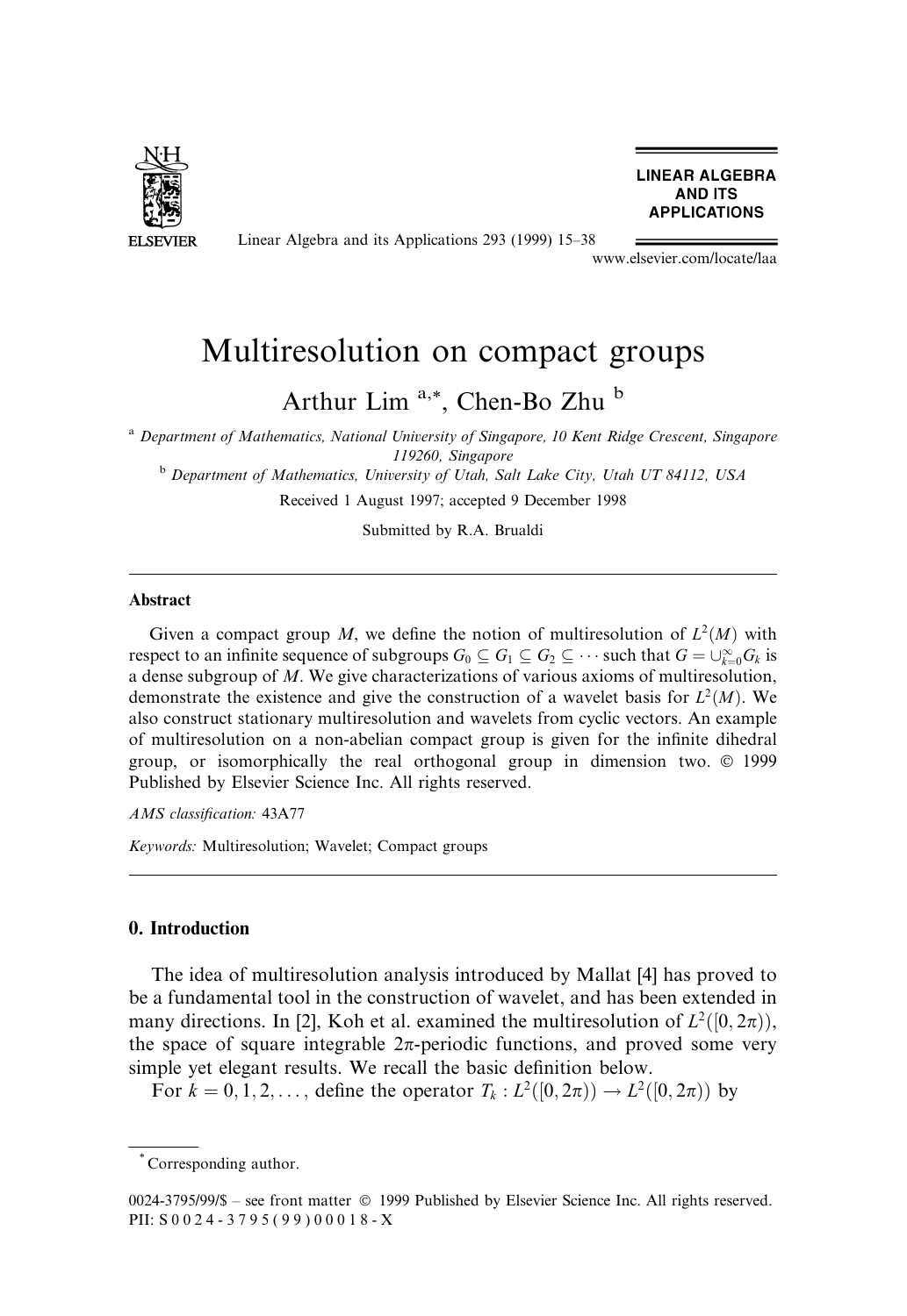# Multiresolution on compact groups

Arthur Lim [a,*], Chen-Bo Zhu [b]

[a] *Department of Mathematics, National University of Singapore, 10 Kent Ridge Crescent, Singapore 119260, Singapore*

[b] *Department of Mathematics, University of Utah, Salt Lake City, Utah UT 84112, USA*

Received 1 August 1997; accepted 9 December 1998

Submitted by R.A. Brualdi

## Abstract

Given a compact group $M$, we define the notion of multiresolution of $L^2(M)$ with respect to an infinite sequence of subgroups $G_0 \subseteq G_1 \subseteq G_2 \subseteq \cdots$ such that $G = \cup_{k=0}^{\infty} G_k$ is a dense subgroup of $M$. We give characterizations of various axioms of multiresolution, demonstrate the existence and give the construction of a wavelet basis for $L^2(M)$. We also construct stationary multiresolution and wavelets from cyclic vectors. An example of multiresolution on a non-abelian compact group is given for the infinite dihedral group, or isomorphically the real orthogonal group in dimension two. © 1999 Published by Elsevier Science Inc. All rights reserved.

*AMS classification:* 43A77

*Keywords:* Multiresolution; Wavelet; Compact groups

## 0. Introduction

The idea of multiresolution analysis introduced by Mallat [4] has proved to be a fundamental tool in the construction of wavelet, and has been extended in many directions. In [2], Koh et al. examined the multiresolution of $L^2([0, 2\pi))$, the space of square integrable $2\pi$-periodic functions, and proved some very simple yet elegant results. We recall the basic definition below.

For $k = 0, 1, 2, \ldots$, define the operator $T_k : L^2([0, 2\pi)) \to L^2([0, 2\pi))$ by

* Corresponding author.

0024-3795/99/$ – see front matter © 1999 Published by Elsevier Science Inc. All rights reserved.
PII: S 0 0 2 4 - 3 7 9 5 ( 9 9 ) 0 0 0 1 8 - X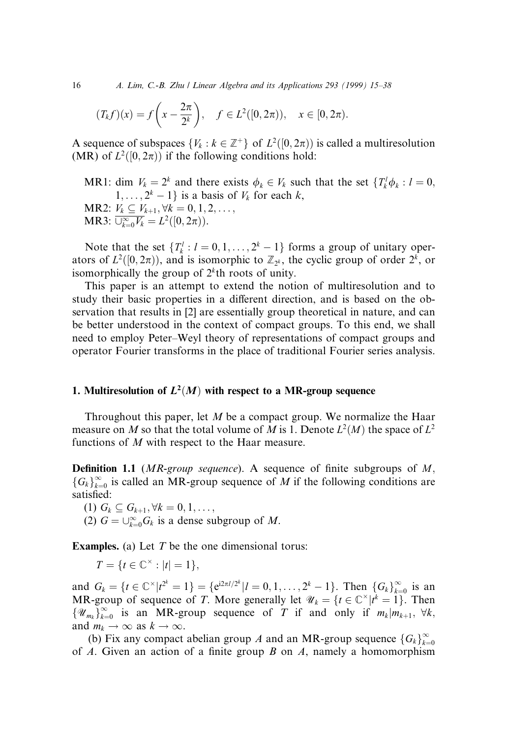$$(T_k f)(x) = f\left(x - \frac{2\pi}{2^k}\right), \quad f \in L^2([0, 2\pi)), \quad x \in [0, 2\pi).$$

A sequence of subspaces $\{V_k : k \in \mathbb{Z}^+\}$ of $L^2([0, 2\pi))$ is called a multiresolution (MR) of $L^2([0, 2\pi))$ if the following conditions hold:

MR1: dim $V_k = 2^k$ and there exists $\phi_k \in V_k$ such that the set $\{T_k^l \phi_k : l = 0, 1, \ldots, 2^k - 1\}$ is a basis of $V_k$ for each $k$,
MR2: $V_k \subseteq V_{k+1}, \forall k = 0, 1, 2, \ldots,$
MR3: $\overline{\cup_{k=0}^{\infty} V_k} = L^2([0, 2\pi))$.

Note that the set $\{T_k^l : l = 0, 1, \ldots, 2^k - 1\}$ forms a group of unitary operators of $L^2([0, 2\pi))$, and is isomorphic to $\mathbb{Z}_{2^k}$, the cyclic group of order $2^k$, or isomorphically the group of $2^k$th roots of unity.

This paper is an attempt to extend the notion of multiresolution and to study their basic properties in a different direction, and is based on the observation that results in [2] are essentially group theoretical in nature, and can be better understood in the context of compact groups. To this end, we shall need to employ Peter–Weyl theory of representations of compact groups and operator Fourier transforms in the place of traditional Fourier series analysis.

## 1. Multiresolution of $L^2(M)$ with respect to a MR-group sequence

Throughout this paper, let $M$ be a compact group. We normalize the Haar measure on $M$ so that the total volume of $M$ is 1. Denote $L^2(M)$ the space of $L^2$ functions of $M$ with respect to the Haar measure.

**Definition 1.1** (*MR-group sequence*). A sequence of finite subgroups of $M$, $\{G_k\}_{k=0}^{\infty}$ is called an MR-group sequence of $M$ if the following conditions are satisfied:

(1) $G_k \subseteq G_{k+1}, \forall k = 0, 1, \ldots,$
(2) $G = \cup_{k=0}^{\infty} G_k$ is a dense subgroup of $M$.

**Examples.** (a) Let $T$ be the one dimensional torus:

$$T = \{t \in \mathbb{C}^{\times} : |t| = 1\},$$

and $G_k = \{t \in \mathbb{C}^{\times} | t^{2^k} = 1\} = \{e^{i2\pi l/2^k} | l = 0, 1, \ldots, 2^k - 1\}$. Then $\{G_k\}_{k=0}^{\infty}$ is an MR-group of sequence of $T$. More generally let $\mathscr{U}_k = \{t \in \mathbb{C}^{\times} | t^k = 1\}$. Then $\{\mathscr{U}_{m_k}\}_{k=0}^{\infty}$ is an MR-group sequence of $T$ if and only if $m_k | m_{k+1}$, $\forall k$, and $m_k \to \infty$ as $k \to \infty$.

(b) Fix any compact abelian group $A$ and an MR-group sequence $\{G_k\}_{k=0}^{\infty}$ of $A$. Given an action of a finite group $B$ on $A$, namely a homomorphism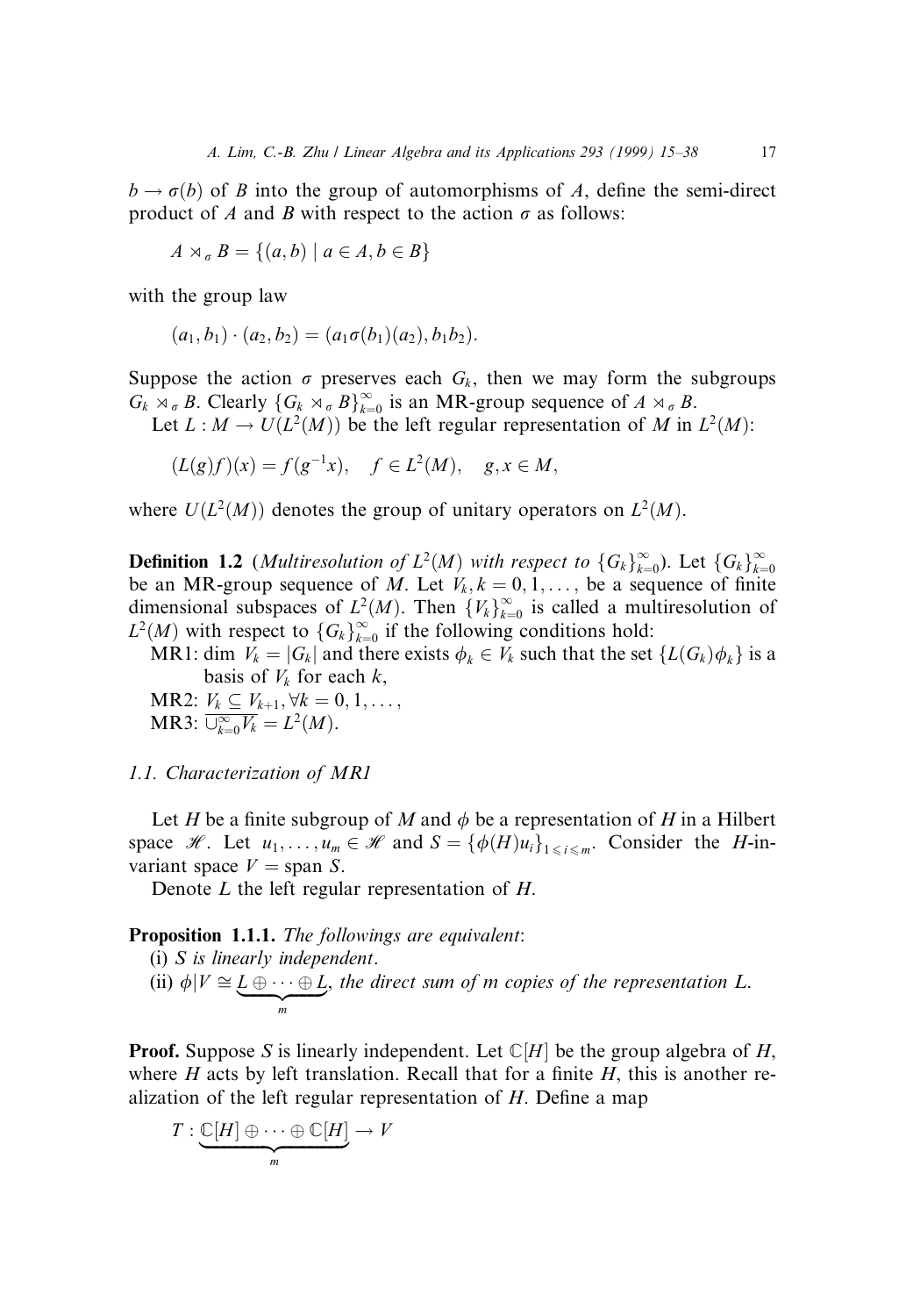$b \to \sigma(b)$ of $B$ into the group of automorphisms of $A$, define the semi-direct product of $A$ and $B$ with respect to the action $\sigma$ as follows:

$$A \rtimes_\sigma B = \{(a, b) \mid a \in A, b \in B\}$$

with the group law

$$(a_1, b_1) \cdot (a_2, b_2) = (a_1\sigma(b_1)(a_2), b_1b_2).$$

Suppose the action $\sigma$ preserves each $G_k$, then we may form the subgroups $G_k \rtimes_\sigma B$. Clearly $\{G_k \rtimes_\sigma B\}_{k=0}^\infty$ is an MR-group sequence of $A \rtimes_\sigma B$.

Let $L : M \to U(L^2(M))$ be the left regular representation of $M$ in $L^2(M)$:

$$(L(g)f)(x) = f(g^{-1}x), \quad f \in L^2(M), \quad g, x \in M,$$

where $U(L^2(M))$ denotes the group of unitary operators on $L^2(M)$.

**Definition 1.2** (*Multiresolution of $L^2(M)$ with respect to $\{G_k\}_{k=0}^\infty$*). Let $\{G_k\}_{k=0}^\infty$ be an MR-group sequence of $M$. Let $V_k, k = 0, 1, \ldots,$ be a sequence of finite dimensional subspaces of $L^2(M)$. Then $\{V_k\}_{k=0}^\infty$ is called a multiresolution of $L^2(M)$ with respect to $\{G_k\}_{k=0}^\infty$ if the following conditions hold:

MR1: $\dim V_k = |G_k|$ and there exists $\phi_k \in V_k$ such that the set $\{L(G_k)\phi_k\}$ is a basis of $V_k$ for each $k$,

MR2: $V_k \subseteq V_{k+1}, \forall k = 0, 1, \ldots,$

MR3: $\overline{\cup_{k=0}^\infty V_k} = L^2(M)$.

### 1.1. Characterization of MR1

Let $H$ be a finite subgroup of $M$ and $\phi$ be a representation of $H$ in a Hilbert space $\mathscr{H}$. Let $u_1, \ldots, u_m \in \mathscr{H}$ and $S = \{\phi(H)u_i\}_{1 \leqslant i \leqslant m}$. Consider the $H$-invariant space $V = \operatorname{span} S$.

Denote $L$ the left regular representation of $H$.

**Proposition 1.1.1.** *The followings are equivalent*:

(i) *$S$ is linearly independent*.

(ii) $\phi|V \cong \underbrace{L \oplus \cdots \oplus L}_{m}$, *the direct sum of $m$ copies of the representation $L$.*

**Proof.** Suppose $S$ is linearly independent. Let $\mathbb{C}[H]$ be the group algebra of $H$, where $H$ acts by left translation. Recall that for a finite $H$, this is another realization of the left regular representation of $H$. Define a map

$$T : \underbrace{\mathbb{C}[H] \oplus \cdots \oplus \mathbb{C}[H]}_{m} \to V$$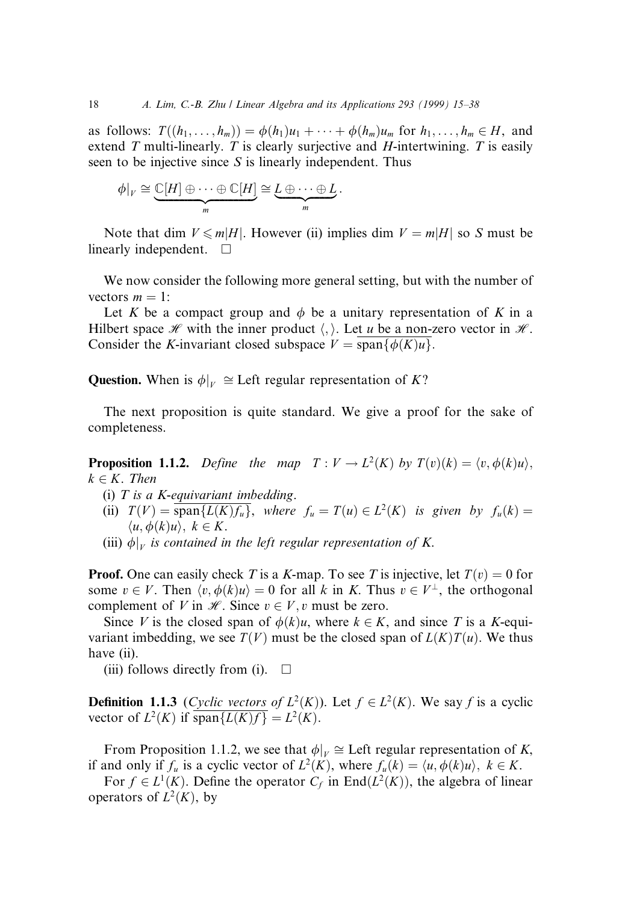as follows: $T((h_1, \ldots, h_m)) = \phi(h_1)u_1 + \cdots + \phi(h_m)u_m$ for $h_1, \ldots, h_m \in H$, and extend $T$ multi-linearly. $T$ is clearly surjective and $H$-intertwining. $T$ is easily seen to be injective since $S$ is linearly independent. Thus

$$\phi|_V \cong \underbrace{\mathbb{C}[H] \oplus \cdots \oplus \mathbb{C}[H]}_{m} \cong \underbrace{L \oplus \cdots \oplus L}_{m}.$$

Note that $\dim V \leqslant m|H|$. However (ii) implies $\dim V = m|H|$ so $S$ must be linearly independent. □

We now consider the following more general setting, but with the number of vectors $m = 1$:

Let $K$ be a compact group and $\phi$ be a unitary representation of $K$ in a Hilbert space $\mathscr{H}$ with the inner product $\langle , \rangle$. Let $u$ be a non-zero vector in $\mathscr{H}$. Consider the $K$-invariant closed subspace $V = \overline{\text{span}\{\phi(K)u\}}$.

**Question.** When is $\phi|_V \cong$ Left regular representation of $K$?

The next proposition is quite standard. We give a proof for the sake of completeness.

**Proposition 1.1.2.** *Define the map* $T : V \to L^2(K)$ *by* $T(v)(k) = \langle v, \phi(k)u \rangle$, $k \in K$. *Then*

(i) *$T$ is a $K$-equivariant imbedding.*

(ii) $T(V) = \overline{\text{span}\{L(K)f_u\}}$, *where* $f_u = T(u) \in L^2(K)$ *is given by* $f_u(k) = \langle u, \phi(k)u \rangle$, $k \in K$.

(iii) *$\phi|_V$ is contained in the left regular representation of $K$.*

**Proof.** One can easily check $T$ is a $K$-map. To see $T$ is injective, let $T(v) = 0$ for some $v \in V$. Then $\langle v, \phi(k)u \rangle = 0$ for all $k$ in $K$. Thus $v \in V^{\perp}$, the orthogonal complement of $V$ in $\mathscr{H}$. Since $v \in V$, $v$ must be zero.

Since $V$ is the closed span of $\phi(k)u$, where $k \in K$, and since $T$ is a $K$-equivariant imbedding, we see $T(V)$ must be the closed span of $L(K)T(u)$. We thus have (ii).

(iii) follows directly from (i). □

**Definition 1.1.3** (*Cyclic vectors of $L^2(K)$*). Let $f \in L^2(K)$. We say $f$ is a cyclic vector of $L^2(K)$ if $\overline{\text{span}\{L(K)f\}} = L^2(K)$.

From Proposition 1.1.2, we see that $\phi|_V \cong$ Left regular representation of $K$, if and only if $f_u$ is a cyclic vector of $L^2(K)$, where $f_u(k) = \langle u, \phi(k)u \rangle$, $k \in K$.

For $f \in L^1(K)$. Define the operator $C_f$ in $\text{End}(L^2(K))$, the algebra of linear operators of $L^2(K)$, by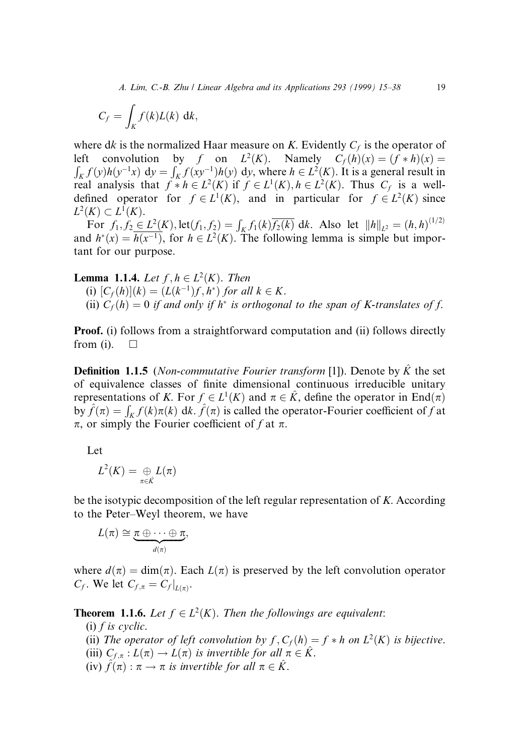$$C_f = \int_K f(k)L(k) \, \mathrm{d}k,$$

where d$k$ is the normalized Haar measure on $K$. Evidently $C_f$ is the operator of left convolution by $f$ on $L^2(K)$. Namely $C_f(h)(x) = (f * h)(x) = \int_K f(y)h(y^{-1}x) \, \mathrm{d}y = \int_K f(xy^{-1})h(y) \, \mathrm{d}y$, where $h \in L^2(K)$. It is a general result in real analysis that $f * h \in L^2(K)$ if $f \in L^1(K), h \in L^2(K)$. Thus $C_f$ is a well-defined operator for $f \in L^1(K)$, and in particular for $f \in L^2(K)$ since $L^2(K) \subset L^1(K)$.

For $f_1, f_2 \in L^2(K)$, let $(f_1, f_2) = \int_K f_1(k)\overline{f_2(k)} \, \mathrm{d}k$. Also let $\|h\|_{L^2} = (h, h)^{(1/2)}$ and $h^*(x) = \overline{h(x^{-1})}$, for $h \in L^2(K)$. The following lemma is simple but important for our purpose.

**Lemma 1.1.4.** *Let $f, h \in L^2(K)$. Then*

(i) $[C_f(h)](k) = (L(k^{-1})f, h^*)$ *for all $k \in K$.*

(ii) $C_f(h) = 0$ *if and only if $h^*$ is orthogonal to the span of K-translates of f.*

**Proof.** (i) follows from a straightforward computation and (ii) follows directly from (i). $\square$

**Definition 1.1.5** (*Non-commutative Fourier transform* [1]). Denote by $\hat{K}$ the set of equivalence classes of finite dimensional continuous irreducible unitary representations of $K$. For $f \in L^1(K)$ and $\pi \in \hat{K}$, define the operator in $\mathrm{End}(\pi)$ by $\hat{f}(\pi) = \int_K f(k)\pi(k) \, \mathrm{d}k$. $\hat{f}(\pi)$ is called the operator-Fourier coefficient of $f$ at $\pi$, or simply the Fourier coefficient of $f$ at $\pi$.

Let

$$L^2(K) = \bigoplus_{\pi \in \hat{K}} L(\pi)$$

be the isotypic decomposition of the left regular representation of $K$. According to the Peter–Weyl theorem, we have

$$L(\pi) \cong \underbrace{\pi \oplus \cdots \oplus \pi}_{d(\pi)},$$

where $d(\pi) = \dim(\pi)$. Each $L(\pi)$ is preserved by the left convolution operator $C_f$. We let $C_{f,\pi} = C_f|_{L(\pi)}$.

**Theorem 1.1.6.** *Let $f \in L^2(K)$. Then the followings are equivalent:*

(i) *$f$ is cyclic.*

(ii) *The operator of left convolution by $f$, $C_f(h) = f * h$ on $L^2(K)$ is bijective.*

(iii) *$C_{f,\pi} : L(\pi) \to L(\pi)$ is invertible for all $\pi \in \hat{K}$.*

(iv) *$\hat{f}(\pi) : \pi \to \pi$ is invertible for all $\pi \in \hat{K}$.*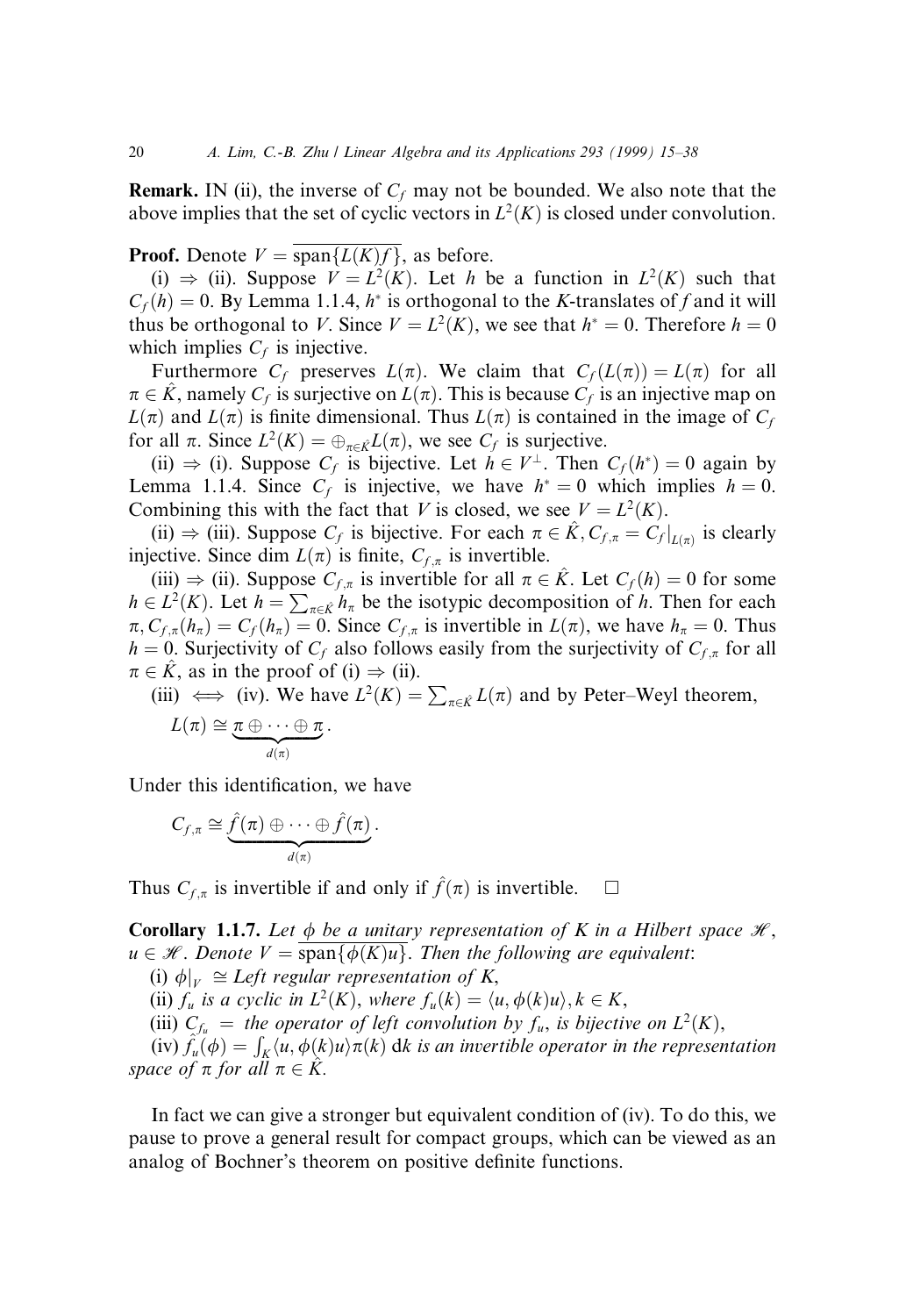**Remark.** IN (ii), the inverse of $C_f$ may not be bounded. We also note that the above implies that the set of cyclic vectors in $L^2(K)$ is closed under convolution.

**Proof.** Denote $V = \overline{\text{span}\{L(K)f\}}$, as before.

(i) $\Rightarrow$ (ii). Suppose $V = L^2(K)$. Let $h$ be a function in $L^2(K)$ such that $C_f(h) = 0$. By Lemma 1.1.4, $h^*$ is orthogonal to the $K$-translates of $f$ and it will thus be orthogonal to $V$. Since $V = L^2(K)$, we see that $h^* = 0$. Therefore $h = 0$ which implies $C_f$ is injective.

Furthermore $C_f$ preserves $L(\pi)$. We claim that $C_f(L(\pi)) = L(\pi)$ for all $\pi \in \hat{K}$, namely $C_f$ is surjective on $L(\pi)$. This is because $C_f$ is an injective map on $L(\pi)$ and $L(\pi)$ is finite dimensional. Thus $L(\pi)$ is contained in the image of $C_f$ for all $\pi$. Since $L^2(K) = \oplus_{\pi \in \hat{K}} L(\pi)$, we see $C_f$ is surjective.

(ii) $\Rightarrow$ (i). Suppose $C_f$ is bijective. Let $h \in V^\perp$. Then $C_f(h^*) = 0$ again by Lemma 1.1.4. Since $C_f$ is injective, we have $h^* = 0$ which implies $h = 0$. Combining this with the fact that $V$ is closed, we see $V = L^2(K)$.

(ii) $\Rightarrow$ (iii). Suppose $C_f$ is bijective. For each $\pi \in \hat{K}, C_{f,\pi} = C_f|_{L(\pi)}$ is clearly injective. Since dim $L(\pi)$ is finite, $C_{f,\pi}$ is invertible.

(iii) $\Rightarrow$ (ii). Suppose $C_{f,\pi}$ is invertible for all $\pi \in \hat{K}$. Let $C_f(h) = 0$ for some $h \in L^2(K)$. Let $h = \sum_{\pi \in \hat{K}} h_\pi$ be the isotypic decomposition of $h$. Then for each $\pi, C_{f,\pi}(h_\pi) = C_f(h_\pi) = 0$. Since $C_{f,\pi}$ is invertible in $L(\pi)$, we have $h_\pi = 0$. Thus $h = 0$. Surjectivity of $C_f$ also follows easily from the surjectivity of $C_{f,\pi}$ for all $\pi \in \hat{K}$, as in the proof of (i) $\Rightarrow$ (ii).

(iii) $\iff$ (iv). We have $L^2(K) = \sum_{\pi \in \hat{K}} L(\pi)$ and by Peter–Weyl theorem,

$$L(\pi) \cong \underbrace{\pi \oplus \cdots \oplus \pi}_{d(\pi)}.$$

Under this identification, we have

$$C_{f,\pi} \cong \underbrace{\hat{f}(\pi) \oplus \cdots \oplus \hat{f}(\pi)}_{d(\pi)}.$$

Thus $C_{f,\pi}$ is invertible if and only if $\hat{f}(\pi)$ is invertible. $\square$

**Corollary 1.1.7.** *Let $\phi$ be a unitary representation of $K$ in a Hilbert space $\mathscr{H}$, $u \in \mathscr{H}$. Denote $V = \overline{\text{span}\{\phi(K)u\}}$. Then the following are equivalent*:

(i) *$\phi|_V \cong$ Left regular representation of $K$,*

(ii) *$f_u$ is a cyclic in $L^2(K)$, where $f_u(k) = \langle u, \phi(k)u\rangle, k \in K$,*

(iii) *$C_{f_u} =$ the operator of left convolution by $f_u$, is bijective on $L^2(K)$,*

(iv) *$\hat{f}_u(\phi) = \int_K \langle u, \phi(k)u\rangle \pi(k)\, \mathrm{d}k$ is an invertible operator in the representation space of $\pi$ for all $\pi \in \hat{K}$.*

In fact we can give a stronger but equivalent condition of (iv). To do this, we pause to prove a general result for compact groups, which can be viewed as an analog of Bochner's theorem on positive definite functions.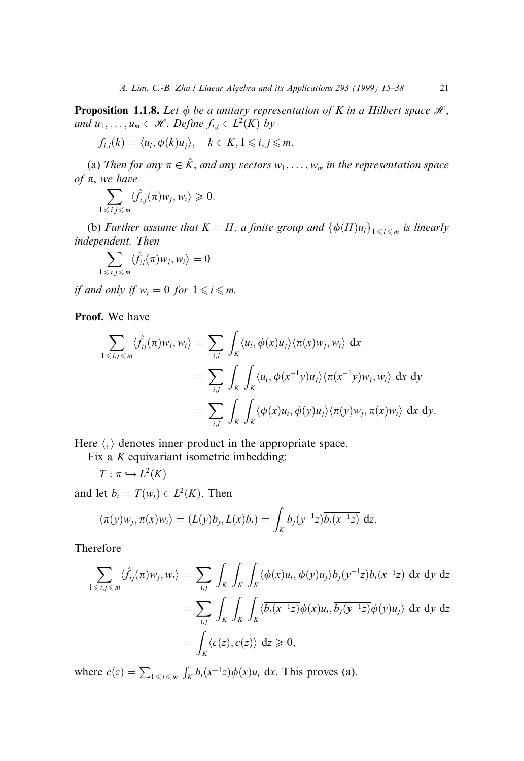**Proposition 1.1.8.** *Let $\phi$ be a unitary representation of $K$ in a Hilbert space $\mathscr{H}$, and $u_1, \ldots, u_m \in \mathscr{H}$. Define $f_{i,j} \in L^2(K)$ by*

$$f_{i,j}(k) = \langle u_i, \phi(k) u_j \rangle, \quad k \in K, 1 \leqslant i, j \leqslant m.$$

(a) *Then for any $\pi \in \hat{K}$, and any vectors $w_1, \ldots, w_m$ in the representation space of $\pi$, we have*

$$\sum_{1 \leqslant i,j \leqslant m} \langle \hat{f}_{i,j}(\pi) w_j, w_i \rangle \geqslant 0.$$

(b) *Further assume that $K = H$, a finite group and $\{\phi(H) u_i\}_{1 \leqslant i \leqslant m}$ is linearly independent. Then*

$$\sum_{1 \leqslant i,j \leqslant m} \langle \hat{f}_{ij}(\pi) w_j, w_i \rangle = 0$$

*if and only if $w_i = 0$ for $1 \leqslant i \leqslant m$.*

**Proof.** We have

$$\begin{aligned}
\sum_{1 \leqslant i,j \leqslant m} \langle \hat{f}_{ij}(\pi) w_j, w_i \rangle &= \sum_{i,j} \int_K \langle u_i, \phi(x) u_j \rangle \langle \pi(x) w_j, w_i \rangle \, \mathrm{d}x \\
&= \sum_{i,j} \int_K \int_K \langle u_i, \phi(x^{-1} y) u_j \rangle \langle \pi(x^{-1} y) w_j, w_i \rangle \, \mathrm{d}x \, \mathrm{d}y \\
&= \sum_{i,j} \int_K \int_K \langle \phi(x) u_i, \phi(y) u_j \rangle \langle \pi(y) w_j, \pi(x) w_i \rangle \, \mathrm{d}x \, \mathrm{d}y.
\end{aligned}$$

Here $\langle , \rangle$ denotes inner product in the appropriate space.

Fix a $K$ equivariant isometric imbedding:

$$T : \pi \hookrightarrow L^2(K)$$

and let $b_i = T(w_i) \in L^2(K)$. Then

$$\langle \pi(y) w_j, \pi(x) w_i \rangle = (L(y) b_j, L(x) b_i) = \int_K b_j(y^{-1} z) \overline{b_i(x^{-1} z)} \, \mathrm{d}z.$$

Therefore

$$\begin{aligned}
\sum_{1 \leqslant i,j \leqslant m} \langle \hat{f}_{ij}(\pi) w_j, w_i \rangle &= \sum_{i,j} \int_K \int_K \int_K \langle \phi(x) u_i, \phi(y) u_j \rangle b_j(y^{-1} z) \overline{b_i(x^{-1} z)} \, \mathrm{d}x \, \mathrm{d}y \, \mathrm{d}z \\
&= \sum_{i,j} \int_K \int_K \int_K \langle \overline{b_i(x^{-1} z)} \phi(x) u_i, \overline{b_j(y^{-1} z)} \phi(y) u_j \rangle \, \mathrm{d}x \, \mathrm{d}y \, \mathrm{d}z \\
&= \int_K \langle c(z), c(z) \rangle \, \mathrm{d}z \geqslant 0,
\end{aligned}$$

where $c(z) = \sum_{1 \leqslant i \leqslant m} \int_K \overline{b_i(x^{-1} z)} \phi(x) u_i \, \mathrm{d}x$. This proves (a).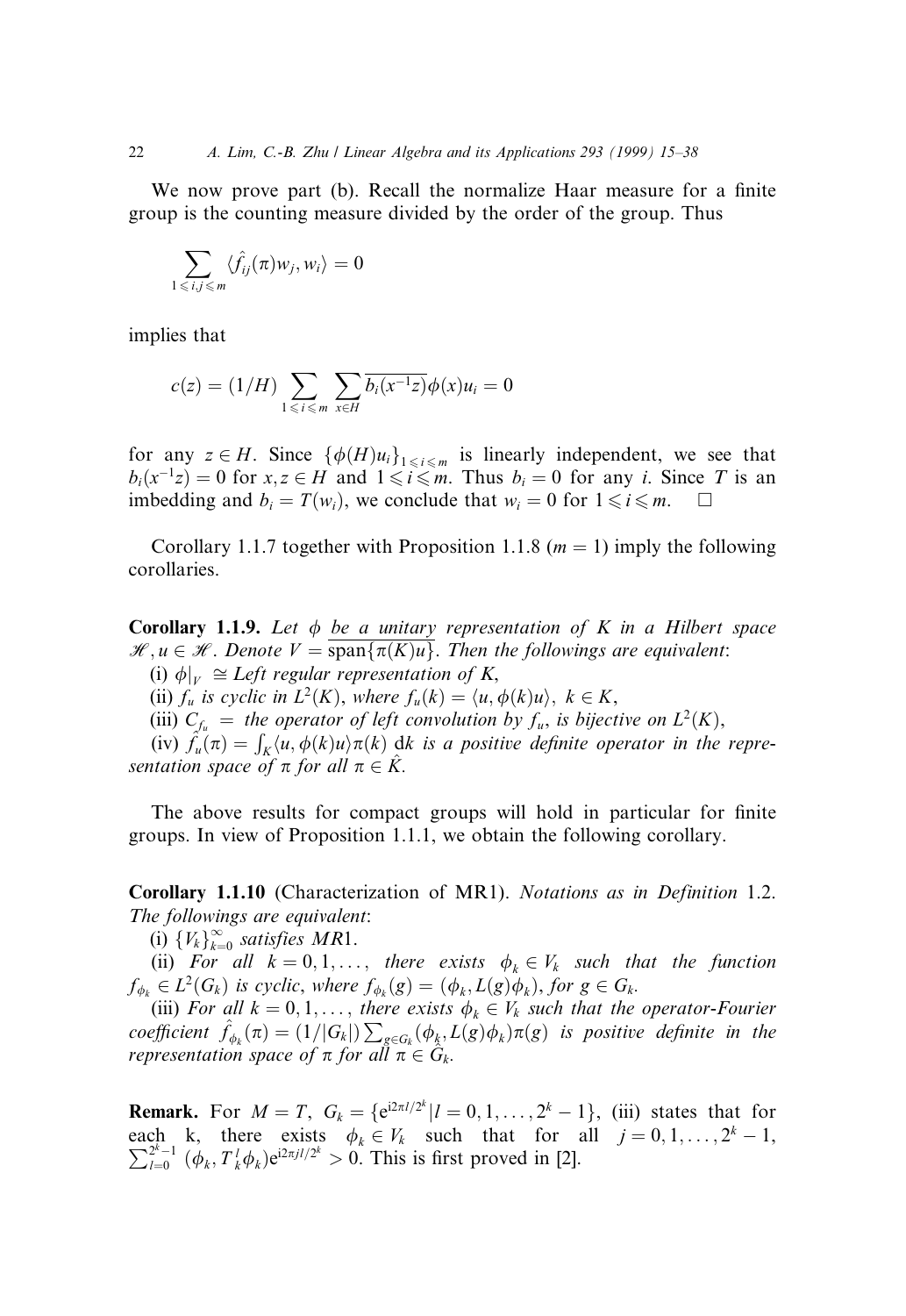We now prove part (b). Recall the normalize Haar measure for a finite group is the counting measure divided by the order of the group. Thus

$$\sum_{1 \leqslant i,j \leqslant m} \langle \hat{f}_{ij}(\pi) w_j, w_i \rangle = 0$$

implies that

$$c(z) = (1/H) \sum_{1 \leqslant i \leqslant m} \sum_{x \in H} \overline{b_i(x^{-1}z)} \phi(x) u_i = 0$$

for any $z \in H$. Since $\{\phi(H)u_i\}_{1 \leqslant i \leqslant m}$ is linearly independent, we see that $b_i(x^{-1}z) = 0$ for $x, z \in H$ and $1 \leqslant i \leqslant m$. Thus $b_i = 0$ for any $i$. Since $T$ is an imbedding and $b_i = T(w_i)$, we conclude that $w_i = 0$ for $1 \leqslant i \leqslant m$. $\square$

Corollary 1.1.7 together with Proposition 1.1.8 ($m = 1$) imply the following corollaries.

**Corollary 1.1.9.** *Let $\phi$ be a unitary representation of $K$ in a Hilbert space $\mathscr{H}, u \in \mathscr{H}$. Denote $V = \overline{\text{span}\{\pi(K)u\}}$. Then the followings are equivalent*:

(i) $\phi|_V \cong$ *Left regular representation of $K$*,

(ii) *$f_u$ is cyclic in $L^2(K)$, where $f_u(k) = \langle u, \phi(k)u \rangle$, $k \in K$*,

(iii) *$C_{f_u}$ = the operator of left convolution by $f_u$, is bijective on $L^2(K)$*,

(iv) *$\hat{f_u}(\pi) = \int_K \langle u, \phi(k)u \rangle \pi(k) \, \mathrm{d}k$ is a positive definite operator in the representation space of $\pi$ for all $\pi \in \hat{K}$.*

The above results for compact groups will hold in particular for finite groups. In view of Proposition 1.1.1, we obtain the following corollary.

**Corollary 1.1.10** (Characterization of MR1). *Notations as in Definition 1.2. The followings are equivalent*:

(i) *$\{V_k\}_{k=0}^{\infty}$ satisfies MR1.*

(ii) *For all $k = 0, 1, \ldots,$ there exists $\phi_k \in V_k$ such that the function $f_{\phi_k} \in L^2(G_k)$ is cyclic, where $f_{\phi_k}(g) = (\phi_k, L(g)\phi_k)$, for $g \in G_k$.*

(iii) *For all $k = 0, 1, \ldots,$ there exists $\phi_k \in V_k$ such that the operator-Fourier coefficient $\hat{f}_{\phi_k}(\pi) = (1/|G_k|) \sum_{g \in G_k} (\phi_k, L(g)\phi_k) \pi(g)$ is positive definite in the representation space of $\pi$ for all $\pi \in \hat{G}_k$.*

**Remark.** For $M = T$, $G_k = \{\mathrm{e}^{\mathrm{i}2\pi l/2^k} | l = 0, 1, \ldots, 2^k - 1\}$, (iii) states that for each k, there exists $\phi_k \in V_k$ such that for all $j = 0, 1, \ldots, 2^k - 1$, $\sum_{l=0}^{2^k-1} (\phi_k, T_k^l \phi_k) \mathrm{e}^{\mathrm{i}2\pi jl/2^k} > 0$. This is first proved in [2].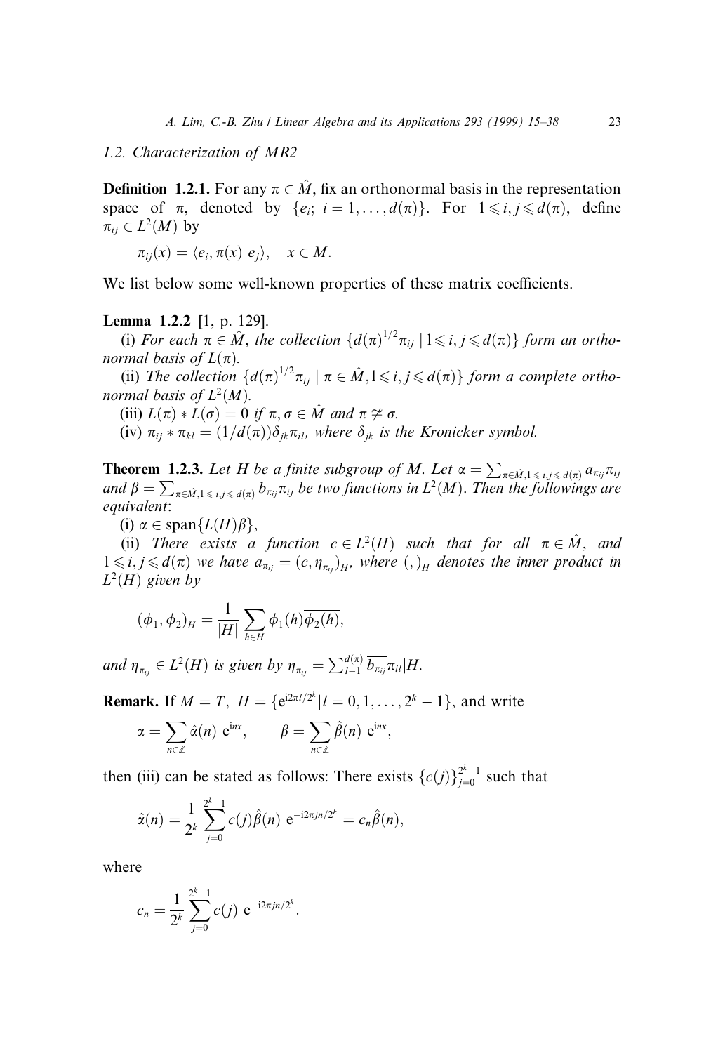### 1.2. Characterization of MR2

**Definition 1.2.1.** For any $\pi \in \hat{M}$, fix an orthonormal basis in the representation space of $\pi$, denoted by $\{e_i;\ i = 1, \ldots, d(\pi)\}$. For $1 \leqslant i, j \leqslant d(\pi)$, define $\pi_{ij} \in L^2(M)$ by

$$\pi_{ij}(x) = \langle e_i, \pi(x)\ e_j \rangle, \quad x \in M.$$

We list below some well-known properties of these matrix coefficients.

**Lemma 1.2.2** [1, p. 129].

(i) *For each $\pi \in \hat{M}$, the collection $\{d(\pi)^{1/2}\pi_{ij} \mid 1 \leqslant i, j \leqslant d(\pi)\}$ form an orthonormal basis of $L(\pi)$.*

(ii) *The collection $\{d(\pi)^{1/2}\pi_{ij} \mid \pi \in \hat{M}, 1 \leqslant i, j \leqslant d(\pi)\}$ form a complete orthonormal basis of $L^2(M)$.*

(iii) *$L(\pi) * L(\sigma) = 0$ if $\pi, \sigma \in \hat{M}$ and $\pi \ncong \sigma$.*

(iv) *$\pi_{ij} * \pi_{kl} = (1/d(\pi))\delta_{jk}\pi_{il}$, where $\delta_{jk}$ is the Kronicker symbol.*

**Theorem 1.2.3.** *Let $H$ be a finite subgroup of $M$. Let $\alpha = \sum_{\pi \in \hat{M}, 1 \leqslant i,j \leqslant d(\pi)} a_{\pi_{ij}} \pi_{ij}$ and $\beta = \sum_{\pi \in \hat{M}, 1 \leqslant i,j \leqslant d(\pi)} b_{\pi_{ij}} \pi_{ij}$ be two functions in $L^2(M)$. Then the followings are equivalent*:

(i) $\alpha \in \operatorname{span}\{L(H)\beta\}$,

(ii) *There exists a function $c \in L^2(H)$ such that for all $\pi \in \hat{M}$, and $1 \leqslant i, j \leqslant d(\pi)$ we have $a_{\pi_{ij}} = (c, \eta_{\pi_{ij}})_H$, where $(,)_H$ denotes the inner product in $L^2(H)$ given by*

$$(\phi_1, \phi_2)_H = \frac{1}{|H|} \sum_{h \in H} \phi_1(h)\overline{\phi_2(h)},$$

*and $\eta_{\pi_{ij}} \in L^2(H)$ is given by $\eta_{\pi_{ij}} = \sum_{l-1}^{d(\pi)} \overline{b_{\pi_{ij}}} \pi_{il} | H$.*

**Remark.** If $M = T,\ H = \{e^{i2\pi l/2^k} \mid l = 0, 1, \ldots, 2^k - 1\}$, and write

$$\alpha = \sum_{n \in \mathbb{Z}} \hat{\alpha}(n)\ e^{inx}, \qquad \beta = \sum_{n \in \mathbb{Z}} \hat{\beta}(n)\ e^{inx},$$

then (iii) can be stated as follows: There exists $\{c(j)\}_{j=0}^{2^k-1}$ such that

$$\hat{\alpha}(n) = \frac{1}{2^k} \sum_{j=0}^{2^k-1} c(j)\hat{\beta}(n)\ e^{-i2\pi jn/2^k} = c_n \hat{\beta}(n),$$

where

$$c_n = \frac{1}{2^k} \sum_{j=0}^{2^k-1} c(j)\ e^{-i2\pi jn/2^k}.$$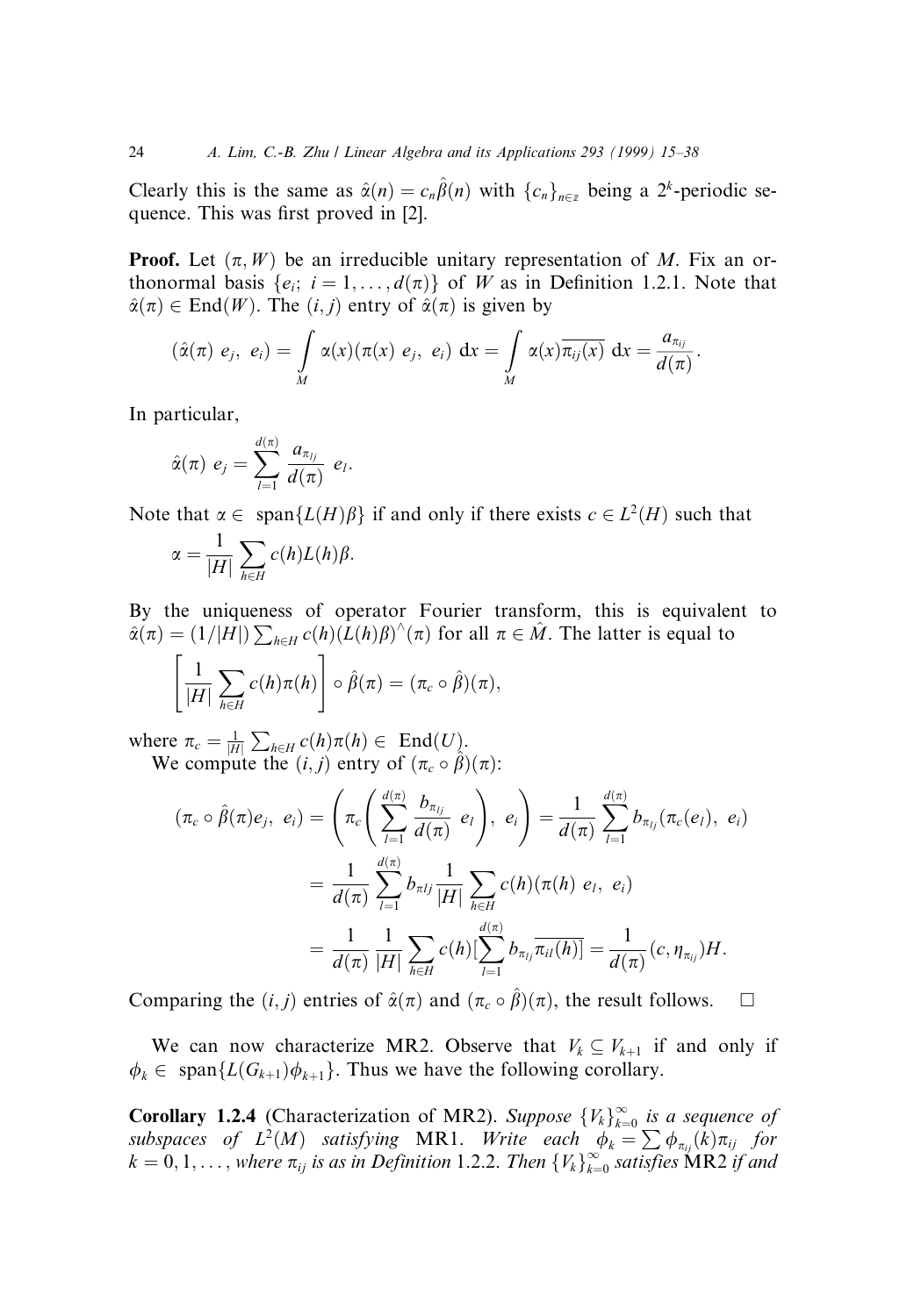Clearly this is the same as $\hat{\alpha}(n) = c_n \hat{\beta}(n)$ with $\{c_n\}_{n\in\mathbb{Z}}$ being a $2^k$-periodic sequence. This was first proved in [2].

**Proof.** Let $(\pi, W)$ be an irreducible unitary representation of $M$. Fix an orthonormal basis $\{e_i;\ i = 1, \ldots, d(\pi)\}$ of $W$ as in Definition 1.2.1. Note that $\hat{\alpha}(\pi) \in \mathrm{End}(W)$. The $(i, j)$ entry of $\hat{\alpha}(\pi)$ is given by

$$(\hat{\alpha}(\pi)\ e_j,\ e_i) = \int_M \alpha(x)(\pi(x)\ e_j,\ e_i)\ \mathrm{d}x = \int_M \alpha(x)\overline{\pi_{ij}(x)}\ \mathrm{d}x = \frac{a_{\pi_{ij}}}{d(\pi)}.$$

In particular,

$$\hat{\alpha}(\pi)\ e_j = \sum_{l=1}^{d(\pi)} \frac{a_{\pi_{lj}}}{d(\pi)}\ e_l.$$

Note that $\alpha \in \mathrm{span}\{L(H)\beta\}$ if and only if there exists $c \in L^2(H)$ such that

$$\alpha = \frac{1}{|H|} \sum_{h\in H} c(h) L(h)\beta.$$

By the uniqueness of operator Fourier transform, this is equivalent to $\hat{\alpha}(\pi) = (1/|H|) \sum_{h\in H} c(h) (L(h)\beta)^{\wedge}(\pi)$ for all $\pi \in \hat{M}$. The latter is equal to

$$\left[\frac{1}{|H|}\sum_{h\in H} c(h)\pi(h)\right] \circ \hat{\beta}(\pi) = (\pi_c \circ \hat{\beta})(\pi),$$

where $\pi_c = \frac{1}{|H|}\sum_{h\in H} c(h)\pi(h) \in \mathrm{End}(U)$.

We compute the $(i, j)$ entry of $(\pi_c \circ \hat{\beta})(\pi)$:

$$\begin{aligned}
(\pi_c \circ \hat{\beta}(\pi) e_j,\ e_i) &= \left(\pi_c\left(\sum_{l=1}^{d(\pi)} \frac{b_{\pi_{lj}}}{d(\pi)}\ e_l\right),\ e_i\right) = \frac{1}{d(\pi)}\sum_{l=1}^{d(\pi)} b_{\pi_{lj}} (\pi_c(e_l),\ e_i) \\
&= \frac{1}{d(\pi)}\sum_{l=1}^{d(\pi)} b_{\pi lj} \frac{1}{|H|}\sum_{h\in H} c(h)(\pi(h)\ e_l,\ e_i) \\
&= \frac{1}{d(\pi)} \frac{1}{|H|}\sum_{h\in H} c(h)\Big[\sum_{l=1}^{d(\pi)} b_{\pi_{lj}} \overline{\pi_{il}(h)}\Big] = \frac{1}{d(\pi)}(c, \eta_{\pi_{ij}})H.
\end{aligned}$$

Comparing the $(i, j)$ entries of $\hat{\alpha}(\pi)$ and $(\pi_c \circ \hat{\beta})(\pi)$, the result follows. $\square$

We can now characterize MR2. Observe that $V_k \subseteq V_{k+1}$ if and only if $\phi_k \in \mathrm{span}\{L(G_{k+1})\phi_{k+1}\}$. Thus we have the following corollary.

**Corollary 1.2.4** (Characterization of MR2). *Suppose $\{V_k\}_{k=0}^{\infty}$ is a sequence of subspaces of $L^2(M)$ satisfying* MR1. *Write each $\phi_k = \sum \phi_{\pi_{ij}}(k)\pi_{ij}$ for $k = 0, 1, \ldots,$ where $\pi_{ij}$ is as in Definition* 1.2.2. *Then $\{V_k\}_{k=0}^{\infty}$ satisfies* MR2 *if and*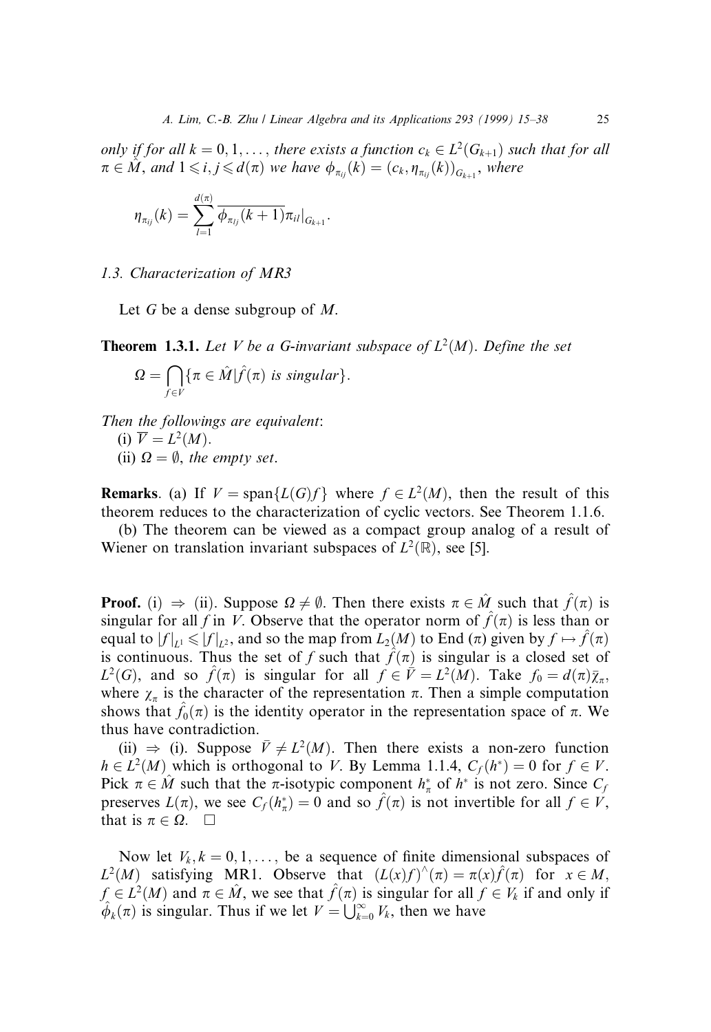*only if for all $k = 0, 1, \ldots,$ there exists a function $c_k \in L^2(G_{k+1})$ such that for all $\pi \in \hat{M}$, and $1 \leqslant i, j \leqslant d(\pi)$ we have $\phi_{\pi_{ij}}(k) = (c_k, \eta_{\pi_{ij}}(k))_{G_{k+1}}$, where*

$$\eta_{\pi_{ij}}(k) = \sum_{l=1}^{d(\pi)} \overline{\phi_{\pi_{lj}}(k+1)} \pi_{il}|_{G_{k+1}}.$$

### 1.3. Characterization of MR3

Let $G$ be a dense subgroup of $M$.

**Theorem 1.3.1.** *Let $V$ be a $G$-invariant subspace of $L^2(M)$. Define the set*

$$\Omega = \bigcap_{f \in V} \{\pi \in \hat{M} | \hat{f}(\pi) \text{ is singular}\}.$$

*Then the followings are equivalent:*

*(i) $\overline{V} = L^2(M)$.*

*(ii) $\Omega = \emptyset$, the empty set.*

**Remarks**. (a) If $V = \text{span}\{L(G)f\}$ where $f \in L^2(M)$, then the result of this theorem reduces to the characterization of cyclic vectors. See Theorem 1.1.6.

(b) The theorem can be viewed as a compact group analog of a result of Wiener on translation invariant subspaces of $L^2(\mathbb{R})$, see [5].

**Proof.** (i) $\Rightarrow$ (ii). Suppose $\Omega \neq \emptyset$. Then there exists $\pi \in \hat{M}$ such that $\hat{f}(\pi)$ is singular for all $f$ in $V$. Observe that the operator norm of $\hat{f}(\pi)$ is less than or equal to $|f|_{L^1} \leqslant |f|_{L^2}$, and so the map from $L_2(M)$ to End $(\pi)$ given by $f \mapsto \hat{f}(\pi)$ is continuous. Thus the set of $f$ such that $\hat{f}(\pi)$ is singular is a closed set of $L^2(G)$, and so $\hat{f}(\pi)$ is singular for all $f \in \bar{V} = L^2(M)$. Take $f_0 = d(\pi)\bar{\chi}_\pi$, where $\chi_\pi$ is the character of the representation $\pi$. Then a simple computation shows that $\hat{f}_0(\pi)$ is the identity operator in the representation space of $\pi$. We thus have contradiction.

(ii) $\Rightarrow$ (i). Suppose $\bar{V} \neq L^2(M)$. Then there exists a non-zero function $h \in L^2(M)$ which is orthogonal to $V$. By Lemma 1.1.4, $C_f(h^*) = 0$ for $f \in V$. Pick $\pi \in \hat{M}$ such that the $\pi$-isotypic component $h^*_\pi$ of $h^*$ is not zero. Since $C_f$ preserves $L(\pi)$, we see $C_f(h^*_\pi) = 0$ and so $\hat{f}(\pi)$ is not invertible for all $f \in V$, that is $\pi \in \Omega$. $\square$

Now let $V_k, k = 0, 1, \ldots,$ be a sequence of finite dimensional subspaces of $L^2(M)$ satisfying MR1. Observe that $(L(x)f)^\wedge(\pi) = \pi(x)\hat{f}(\pi)$ for $x \in M$, $f \in L^2(M)$ and $\pi \in \hat{M}$, we see that $\hat{f}(\pi)$ is singular for all $f \in V_k$ if and only if $\hat{\phi}_k(\pi)$ is singular. Thus if we let $V = \bigcup_{k=0}^\infty V_k$, then we have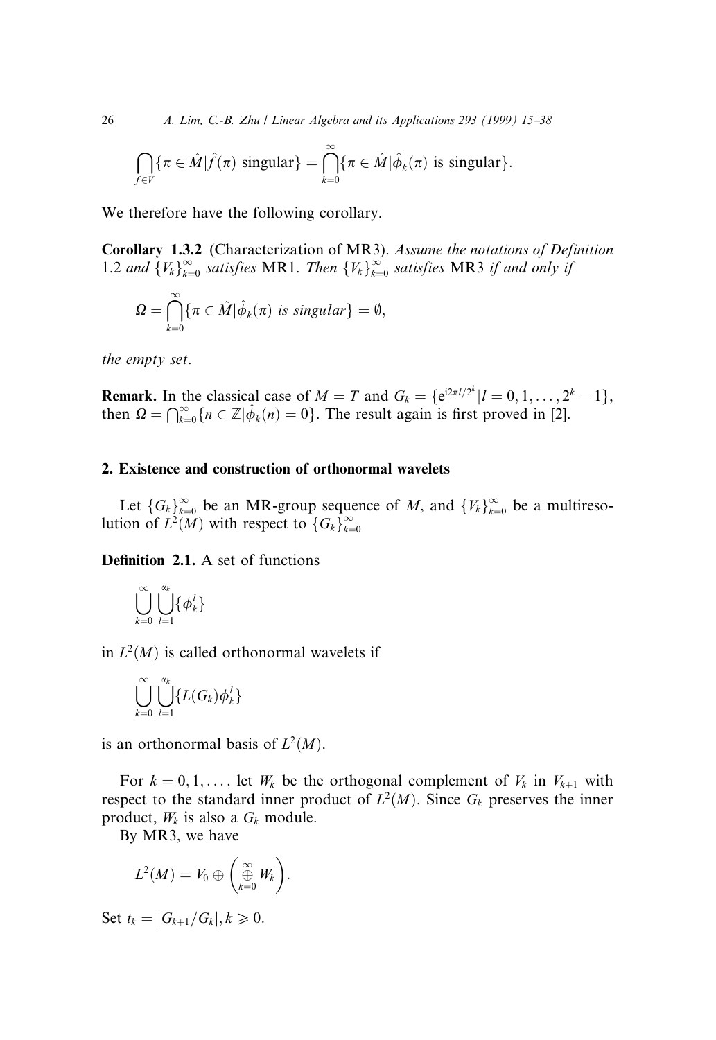$$\bigcap_{f \in V} \{\pi \in \hat{M} | \hat{f}(\pi) \text{ singular}\} = \bigcap_{k=0}^{\infty} \{\pi \in \hat{M} | \hat{\phi}_k(\pi) \text{ is singular}\}.$$

We therefore have the following corollary.

**Corollary 1.3.2** (Characterization of MR3). *Assume the notations of Definition 1.2 and* $\{V_k\}_{k=0}^{\infty}$ *satisfies* MR1. *Then* $\{V_k\}_{k=0}^{\infty}$ *satisfies* MR3 *if and only if*

$$\Omega = \bigcap_{k=0}^{\infty} \{\pi \in \hat{M} | \hat{\phi}_k(\pi) \textit{ is singular}\} = \emptyset,$$

*the empty set.*

**Remark.** In the classical case of $M = T$ and $G_k = \{e^{i2\pi l/2^k} | l = 0, 1, \ldots, 2^k - 1\}$, then $\Omega = \bigcap_{k=0}^{\infty} \{n \in \mathbb{Z} | \hat{\phi}_k(n) = 0\}$. The result again is first proved in [2].

## 2. Existence and construction of orthonormal wavelets

Let $\{G_k\}_{k=0}^{\infty}$ be an MR-group sequence of $M$, and $\{V_k\}_{k=0}^{\infty}$ be a multiresolution of $L^2(M)$ with respect to $\{G_k\}_{k=0}^{\infty}$

**Definition 2.1.** A set of functions

$$\bigcup_{k=0}^{\infty} \bigcup_{l=1}^{\alpha_k} \{\phi_k^l\}$$

in $L^2(M)$ is called orthonormal wavelets if

$$\bigcup_{k=0}^{\infty} \bigcup_{l=1}^{\alpha_k} \{L(G_k)\phi_k^l\}$$

is an orthonormal basis of $L^2(M)$.

For $k = 0, 1, \ldots,$ let $W_k$ be the orthogonal complement of $V_k$ in $V_{k+1}$ with respect to the standard inner product of $L^2(M)$. Since $G_k$ preserves the inner product, $W_k$ is also a $G_k$ module.

By MR3, we have

$$L^2(M) = V_0 \oplus \left( \overset{\infty}{\underset{k=0}{\oplus}} W_k \right).$$

Set $t_k = |G_{k+1}/G_k|, k \geqslant 0$.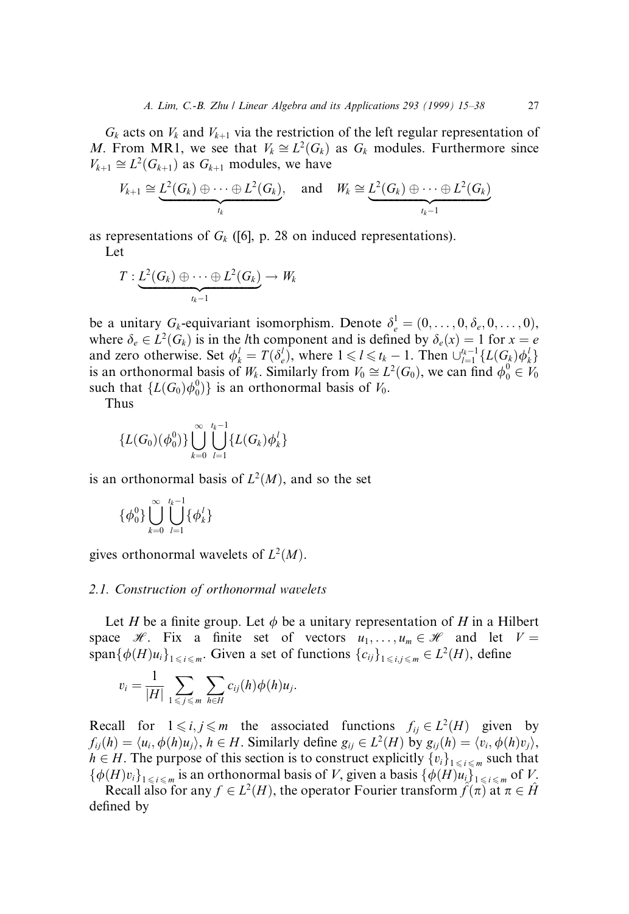$G_k$ acts on $V_k$ and $V_{k+1}$ via the restriction of the left regular representation of $M$. From MR1, we see that $V_k \cong L^2(G_k)$ as $G_k$ modules. Furthermore since $V_{k+1} \cong L^2(G_{k+1})$ as $G_{k+1}$ modules, we have

$$V_{k+1} \cong \underbrace{L^2(G_k) \oplus \cdots \oplus L^2(G_k)}_{t_k}, \quad \text{and} \quad W_k \cong \underbrace{L^2(G_k) \oplus \cdots \oplus L^2(G_k)}_{t_k - 1}$$

as representations of $G_k$ ([6], p. 28 on induced representations).

Let

$$T : \underbrace{L^2(G_k) \oplus \cdots \oplus L^2(G_k)}_{t_k - 1} \to W_k$$

be a unitary $G_k$-equivariant isomorphism. Denote $\delta_e^l = (0, \ldots, 0, \delta_e, 0, \ldots, 0)$, where $\delta_e \in L^2(G_k)$ is in the $l$th component and is defined by $\delta_e(x) = 1$ for $x = e$ and zero otherwise. Set $\phi_k^l = T(\delta_e^l)$, where $1 \leqslant l \leqslant t_k - 1$. Then $\cup_{l=1}^{t_k - 1}\{L(G_k)\phi_k^l\}$ is an orthonormal basis of $W_k$. Similarly from $V_0 \cong L^2(G_0)$, we can find $\phi_0^0 \in V_0$ such that $\{L(G_0)\phi_0^0)\}$ is an orthonormal basis of $V_0$.

Thus

$$\{L(G_0)(\phi_0^0)\} \bigcup_{k=0}^{\infty} \bigcup_{l=1}^{t_k - 1} \{L(G_k)\phi_k^l\}$$

is an orthonormal basis of $L^2(M)$, and so the set

$$\{\phi_0^0\} \bigcup_{k=0}^{\infty} \bigcup_{l=1}^{t_k - 1} \{\phi_k^l\}$$

gives orthonormal wavelets of $L^2(M)$.

### 2.1. Construction of orthonormal wavelets

Let $H$ be a finite group. Let $\phi$ be a unitary representation of $H$ in a Hilbert space $\mathscr{H}$. Fix a finite set of vectors $u_1, \ldots, u_m \in \mathscr{H}$ and let $V = \text{span}\{\phi(H)u_i\}_{1 \leqslant i \leqslant m}$. Given a set of functions $\{c_{ij}\}_{1 \leqslant i,j \leqslant m} \in L^2(H)$, define

$$v_i = \frac{1}{|H|} \sum_{1 \leqslant j \leqslant m} \sum_{h \in H} c_{ij}(h)\phi(h)u_j.$$

Recall for $1 \leqslant i, j \leqslant m$ the associated functions $f_{ij} \in L^2(H)$ given by $f_{ij}(h) = \langle u_i, \phi(h)u_j \rangle$, $h \in H$. Similarly define $g_{ij} \in L^2(H)$ by $g_{ij}(h) = \langle v_i, \phi(h)v_j \rangle$, $h \in H$. The purpose of this section is to construct explicitly $\{v_i\}_{1 \leqslant i \leqslant m}$ such that $\{\phi(H)v_i\}_{1 \leqslant i \leqslant m}$ is an orthonormal basis of $V$, given a basis $\{\phi(H)u_i\}_{1 \leqslant i \leqslant m}$ of $V$.

Recall also for any $f \in L^2(H)$, the operator Fourier transform $\hat{f}(\pi)$ at $\pi \in \hat{H}$ defined by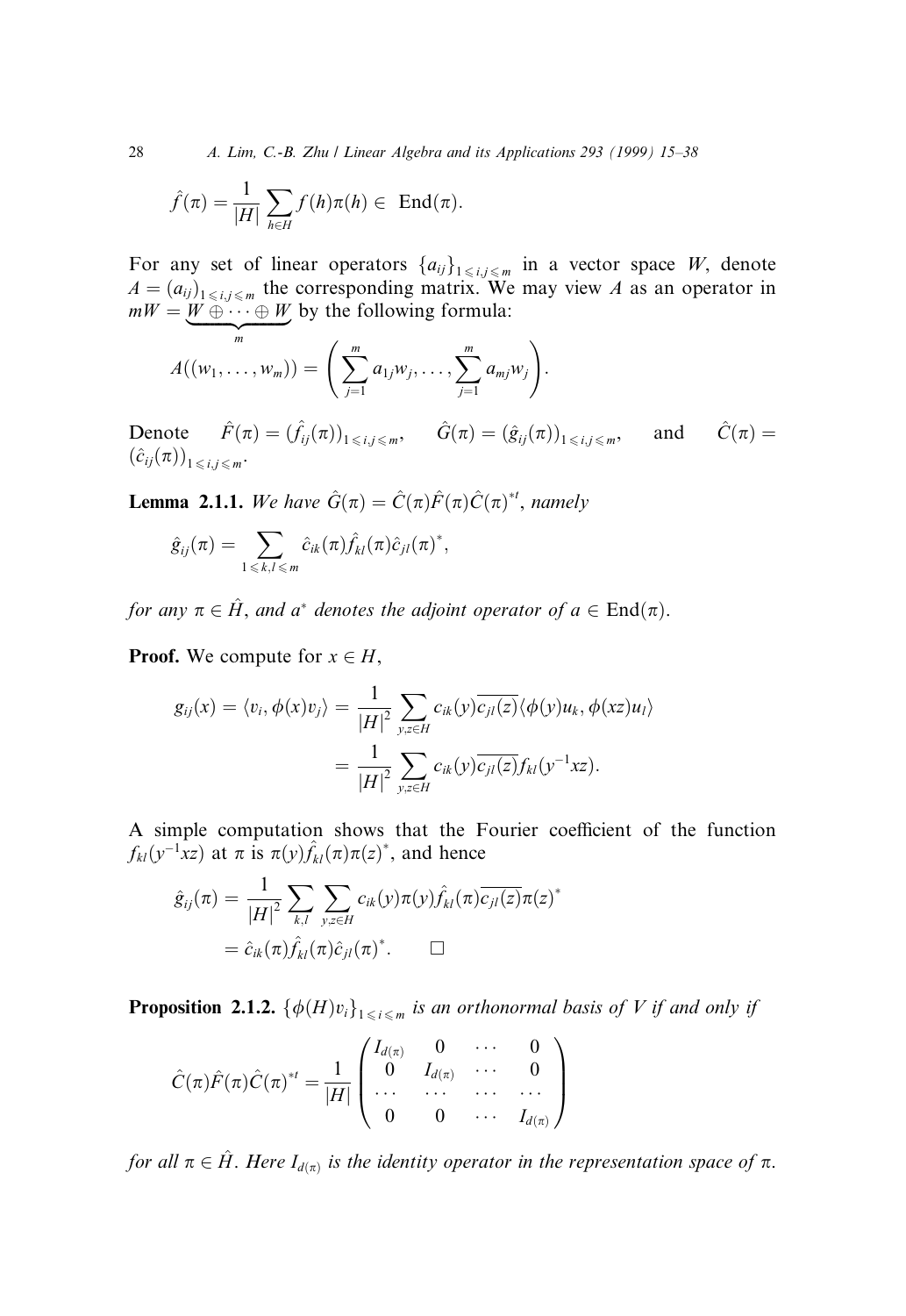$$\hat{f}(\pi) = \frac{1}{|H|} \sum_{h \in H} f(h)\pi(h) \in \ \mathrm{End}(\pi).$$

For any set of linear operators $\{a_{ij}\}_{1 \leqslant i,j \leqslant m}$ in a vector space $W$, denote $A = (a_{ij})_{1 \leqslant i,j \leqslant m}$ the corresponding matrix. We may view $A$ as an operator in $mW = \underbrace{W \oplus \cdots \oplus W}_{m}$ by the following formula:

$$A((w_1, \ldots, w_m)) = \left( \sum_{j=1}^{m} a_{1j} w_j, \ldots, \sum_{j=1}^{m} a_{mj} w_j \right).$$

Denote $\hat{F}(\pi) = (\hat{f}_{ij}(\pi))_{1 \leqslant i,j \leqslant m}$, $\hat{G}(\pi) = (\hat{g}_{ij}(\pi))_{1 \leqslant i,j \leqslant m}$, and $\hat{C}(\pi) = (\hat{c}_{ij}(\pi))_{1 \leqslant i,j \leqslant m}$.

**Lemma 2.1.1.** *We have* $\hat{G}(\pi) = \hat{C}(\pi)\hat{F}(\pi)\hat{C}(\pi)^{*t}$, *namely*

$$\hat{g}_{ij}(\pi) = \sum_{1 \leqslant k,l \leqslant m} \hat{c}_{ik}(\pi)\hat{f}_{kl}(\pi)\hat{c}_{jl}(\pi)^*,$$

*for any* $\pi \in \hat{H}$, *and* $a^*$ *denotes the adjoint operator of* $a \in \mathrm{End}(\pi)$.

**Proof.** We compute for $x \in H$,

$$\begin{aligned} g_{ij}(x) = \langle v_i, \phi(x)v_j \rangle &= \frac{1}{|H|^2} \sum_{y,z \in H} c_{ik}(y)\overline{c_{jl}(z)} \langle \phi(y)u_k, \phi(xz)u_l \rangle \\ &= \frac{1}{|H|^2} \sum_{y,z \in H} c_{ik}(y)\overline{c_{jl}(z)} f_{kl}(y^{-1}xz). \end{aligned}$$

A simple computation shows that the Fourier coefficient of the function $f_{kl}(y^{-1}xz)$ at $\pi$ is $\pi(y)\hat{f}_{kl}(\pi)\pi(z)^*$, and hence

$$\begin{aligned} \hat{g}_{ij}(\pi) &= \frac{1}{|H|^2} \sum_{k,l} \sum_{y,z \in H} c_{ik}(y)\pi(y)\hat{f}_{kl}(\pi)\overline{c_{jl}(z)}\pi(z)^* \\ &= \hat{c}_{ik}(\pi)\hat{f}_{kl}(\pi)\hat{c}_{jl}(\pi)^*. \qquad \square \end{aligned}$$

**Proposition 2.1.2.** $\{\phi(H)v_i\}_{1 \leqslant i \leqslant m}$ *is an orthonormal basis of* $V$ *if and only if*

$$\hat{C}(\pi)\hat{F}(\pi)\hat{C}(\pi)^{*t} = \frac{1}{|H|} \begin{pmatrix} I_{d(\pi)} & 0 & \cdots & 0 \\ 0 & I_{d(\pi)} & \cdots & 0 \\ \cdots & \cdots & \cdots & \cdots \\ 0 & 0 & \cdots & I_{d(\pi)} \end{pmatrix}$$

*for all* $\pi \in \hat{H}$. *Here* $I_{d(\pi)}$ *is the identity operator in the representation space of* $\pi$.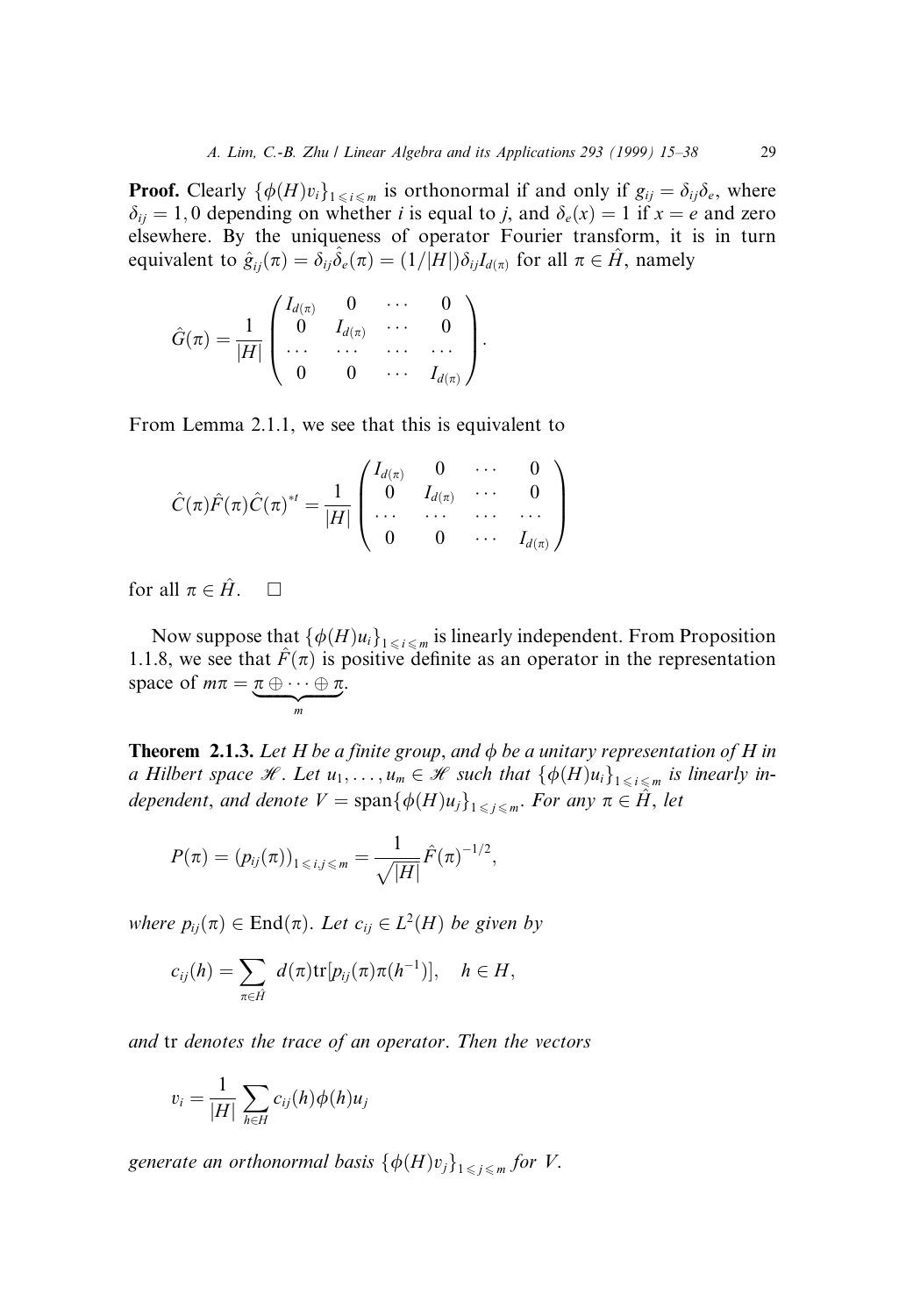**Proof.** Clearly $\{\phi(H)v_i\}_{1\leqslant i\leqslant m}$ is orthonormal if and only if $g_{ij} = \delta_{ij}\delta_e$, where $\delta_{ij} = 1, 0$ depending on whether $i$ is equal to $j$, and $\delta_e(x) = 1$ if $x = e$ and zero elsewhere. By the uniqueness of operator Fourier transform, it is in turn equivalent to $\hat{g}_{ij}(\pi) = \delta_{ij}\hat{\delta}_e(\pi) = (1/|H|)\delta_{ij}I_{d(\pi)}$ for all $\pi \in \hat{H}$, namely

$$\hat{G}(\pi) = \frac{1}{|H|}\begin{pmatrix} I_{d(\pi)} & 0 & \cdots & 0 \\ 0 & I_{d(\pi)} & \cdots & 0 \\ \cdots & \cdots & \cdots & \cdots \\ 0 & 0 & \cdots & I_{d(\pi)} \end{pmatrix}.$$

From Lemma 2.1.1, we see that this is equivalent to

$$\hat{C}(\pi)\hat{F}(\pi)\hat{C}(\pi)^{*t} = \frac{1}{|H|}\begin{pmatrix} I_{d(\pi)} & 0 & \cdots & 0 \\ 0 & I_{d(\pi)} & \cdots & 0 \\ \cdots & \cdots & \cdots & \cdots \\ 0 & 0 & \cdots & I_{d(\pi)} \end{pmatrix}$$

for all $\pi \in \hat{H}$. $\square$

Now suppose that $\{\phi(H)u_i\}_{1\leqslant i\leqslant m}$ is linearly independent. From Proposition 1.1.8, we see that $\hat{F}(\pi)$ is positive definite as an operator in the representation space of $m\pi = \underbrace{\pi \oplus \cdots \oplus \pi}_{m}$.

**Theorem 2.1.3.** *Let $H$ be a finite group, and $\phi$ be a unitary representation of $H$ in a Hilbert space $\mathscr{H}$. Let $u_1, \ldots, u_m \in \mathscr{H}$ such that $\{\phi(H)u_i\}_{1\leqslant i\leqslant m}$ is linearly independent, and denote $V = \operatorname{span}\{\phi(H)u_j\}_{1\leqslant j\leqslant m}$. For any $\pi \in \hat{H}$, let*

$$P(\pi) = (p_{ij}(\pi))_{1\leqslant i,j\leqslant m} = \frac{1}{\sqrt{|H|}}\hat{F}(\pi)^{-1/2},$$

*where $p_{ij}(\pi) \in \operatorname{End}(\pi)$. Let $c_{ij} \in L^2(H)$ be given by*

$$c_{ij}(h) = \sum_{\pi\in\hat{H}} d(\pi)\operatorname{tr}[p_{ij}(\pi)\pi(h^{-1})], \quad h \in H,$$

*and* tr *denotes the trace of an operator. Then the vectors*

$$v_i = \frac{1}{|H|}\sum_{h\in H} c_{ij}(h)\phi(h)u_j$$

*generate an orthonormal basis $\{\phi(H)v_j\}_{1\leqslant j\leqslant m}$ for $V$.*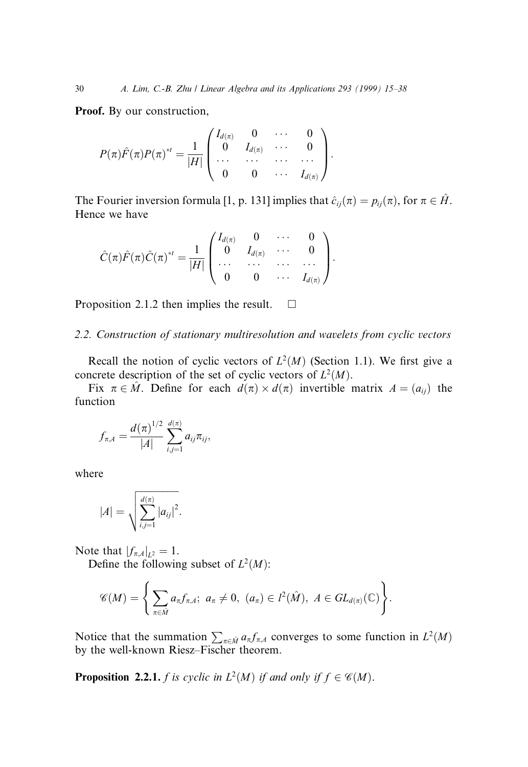**Proof.** By our construction,

$$P(\pi)\hat{F}(\pi)P(\pi)^{*t} = \frac{1}{|H|}\begin{pmatrix} I_{d(\pi)} & 0 & \cdots & 0 \\ 0 & I_{d(\pi)} & \cdots & 0 \\ \cdots & \cdots & \cdots & \cdots \\ 0 & 0 & \cdots & I_{d(\pi)} \end{pmatrix}.$$

The Fourier inversion formula [1, p. 131] implies that $\hat{c}_{ij}(\pi) = p_{ij}(\pi)$, for $\pi \in \hat{H}$. Hence we have

$$\hat{C}(\pi)\hat{F}(\pi)\hat{C}(\pi)^{*t} = \frac{1}{|H|}\begin{pmatrix} I_{d(\pi)} & 0 & \cdots & 0 \\ 0 & I_{d(\pi)} & \cdots & 0 \\ \cdots & \cdots & \cdots & \cdots \\ 0 & 0 & \cdots & I_{d(\pi)} \end{pmatrix}.$$

Proposition 2.1.2 then implies the result. $\square$

### 2.2. Construction of stationary multiresolution and wavelets from cyclic vectors

Recall the notion of cyclic vectors of $L^2(M)$ (Section 1.1). We first give a concrete description of the set of cyclic vectors of $L^2(M)$.

Fix $\pi \in \hat{M}$. Define for each $d(\pi) \times d(\pi)$ invertible matrix $A = (a_{ij})$ the function

$$f_{\pi,A} = \frac{d(\pi)^{1/2}}{|A|} \sum_{i,j=1}^{d(\pi)} a_{ij}\pi_{ij},$$

where

$$|A| = \sqrt{\sum_{i,j=1}^{d(\pi)} |a_{ij}|^2}.$$

Note that $|f_{\pi,A}|_{L^2} = 1$.

Define the following subset of $L^2(M)$:

$$\mathscr{C}(M) = \left\{ \sum_{\pi \in \hat{M}} a_\pi f_{\pi,A};\ a_\pi \neq 0,\ (a_\pi) \in l^2(\hat{M}),\ A \in GL_{d(\pi)}(\mathbb{C}) \right\}.$$

Notice that the summation $\sum_{\pi \in \hat{M}} a_\pi f_{\pi,A}$ converges to some function in $L^2(M)$ by the well-known Riesz–Fischer theorem.

**Proposition 2.2.1.** *$f$ is cyclic in $L^2(M)$ if and only if $f \in \mathscr{C}(M)$.*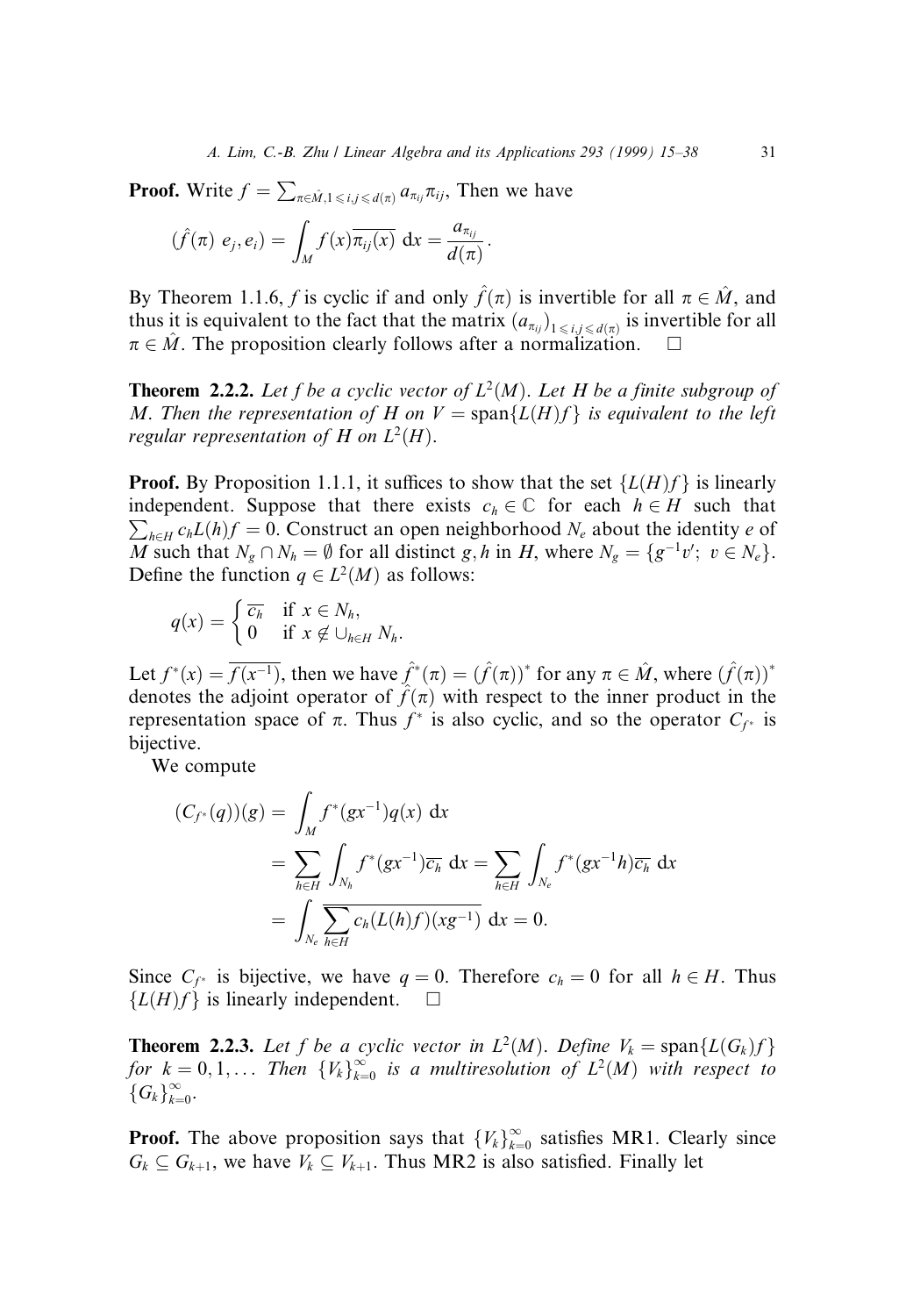**Proof.** Write $f = \sum_{\pi\in\hat{M},1\leqslant i,j\leqslant d(\pi)} a_{\pi_{ij}}\pi_{ij}$, Then we have

$$(\hat{f}(\pi)\ e_j, e_i) = \int_M f(x)\overline{\pi_{ij}(x)}\ \mathrm{d}x = \frac{a_{\pi_{ij}}}{d(\pi)}.$$

By Theorem 1.1.6, $f$ is cyclic if and only $\hat{f}(\pi)$ is invertible for all $\pi \in \hat{M}$, and thus it is equivalent to the fact that the matrix $(a_{\pi_{ij}})_{1\leqslant i,j\leqslant d(\pi)}$ is invertible for all $\pi \in \hat{M}$. The proposition clearly follows after a normalization. $\square$

**Theorem 2.2.2.** *Let $f$ be a cyclic vector of $L^2(M)$. Let $H$ be a finite subgroup of $M$. Then the representation of $H$ on $V = \operatorname{span}\{L(H)f\}$ is equivalent to the left regular representation of $H$ on $L^2(H)$.*

**Proof.** By Proposition 1.1.1, it suffices to show that the set $\{L(H)f\}$ is linearly independent. Suppose that there exists $c_h \in \mathbb{C}$ for each $h \in H$ such that $\sum_{h\in H} c_h L(h)f = 0$. Construct an open neighborhood $N_e$ about the identity $e$ of $M$ such that $N_g \cap N_h = \emptyset$ for all distinct $g, h$ in $H$, where $N_g = \{g^{-1}v';\ v \in N_e\}$. Define the function $q \in L^2(M)$ as follows:

$$q(x) = \begin{cases} \overline{c_h} & \text{if } x \in N_h, \\ 0 & \text{if } x \notin \cup_{h\in H} N_h. \end{cases}$$

Let $f^*(x) = \overline{f(x^{-1})}$, then we have $\hat{f^*}(\pi) = (\hat{f}(\pi))^*$ for any $\pi \in \hat{M}$, where $(\hat{f}(\pi))^*$ denotes the adjoint operator of $\hat{f}(\pi)$ with respect to the inner product in the representation space of $\pi$. Thus $f^*$ is also cyclic, and so the operator $C_{f^*}$ is bijective.

We compute

$$\begin{aligned}
(C_{f^*}(q))(g) &= \int_M f^*(gx^{-1})q(x)\ \mathrm{d}x \\
&= \sum_{h\in H} \int_{N_h} f^*(gx^{-1})\overline{c_h}\ \mathrm{d}x = \sum_{h\in H} \int_{N_e} f^*(gx^{-1}h)\overline{c_h}\ \mathrm{d}x \\
&= \int_{N_e} \overline{\sum_{h\in H} c_h (L(h)f)(xg^{-1})}\ \mathrm{d}x = 0.
\end{aligned}$$

Since $C_{f^*}$ is bijective, we have $q = 0$. Therefore $c_h = 0$ for all $h \in H$. Thus $\{L(H)f\}$ is linearly independent. $\square$

**Theorem 2.2.3.** *Let $f$ be a cyclic vector in $L^2(M)$. Define $V_k = \operatorname{span}\{L(G_k)f\}$ for $k = 0, 1, \ldots$ Then $\{V_k\}_{k=0}^{\infty}$ is a multiresolution of $L^2(M)$ with respect to $\{G_k\}_{k=0}^{\infty}$.*

**Proof.** The above proposition says that $\{V_k\}_{k=0}^{\infty}$ satisfies MR1. Clearly since $G_k \subseteq G_{k+1}$, we have $V_k \subseteq V_{k+1}$. Thus MR2 is also satisfied. Finally let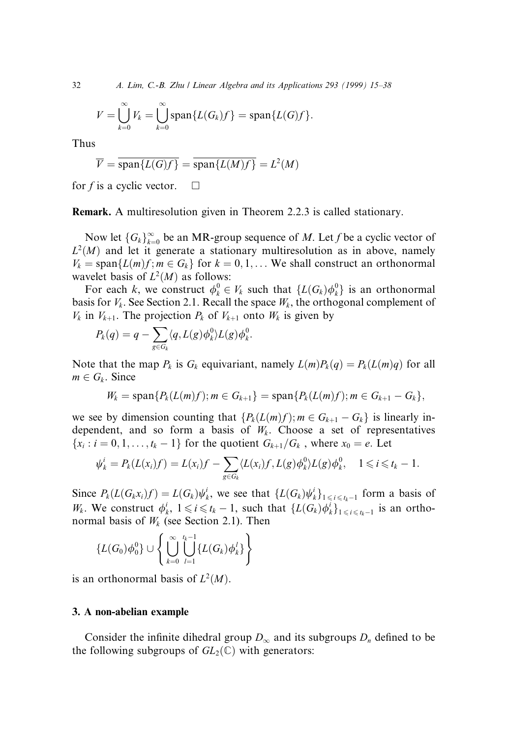$$V = \bigcup_{k=0}^{\infty} V_k = \bigcup_{k=0}^{\infty} \text{span}\{L(G_k)f\} = \text{span}\{L(G)f\}.$$

Thus

$$\overline{V} = \overline{\text{span}\{L(G)f\}} = \overline{\text{span}\{L(M)f\}} = L^2(M)$$

for $f$ is a cyclic vector. $\square$

**Remark.** A multiresolution given in Theorem 2.2.3 is called stationary.

Now let $\{G_k\}_{k=0}^{\infty}$ be an MR-group sequence of $M$. Let $f$ be a cyclic vector of $L^2(M)$ and let it generate a stationary multiresolution as in above, namely $V_k = \text{span}\{L(m)f; m \in G_k\}$ for $k = 0, 1, \ldots$ We shall construct an orthonormal wavelet basis of $L^2(M)$ as follows:

For each $k$, we construct $\phi_k^0 \in V_k$ such that $\{L(G_k)\phi_k^0\}$ is an orthonormal basis for $V_k$. See Section 2.1. Recall the space $W_k$, the orthogonal complement of $V_k$ in $V_{k+1}$. The projection $P_k$ of $V_{k+1}$ onto $W_k$ is given by

$$P_k(q) = q - \sum_{g \in G_k} \langle q, L(g)\phi_k^0 \rangle L(g)\phi_k^0.$$

Note that the map $P_k$ is $G_k$ equivariant, namely $L(m)P_k(q) = P_k(L(m)q)$ for all $m \in G_k$. Since

$$W_k = \text{span}\{P_k(L(m)f); m \in G_{k+1}\} = \text{span}\{P_k(L(m)f); m \in G_{k+1} - G_k\},$$

we see by dimension counting that $\{P_k(L(m)f); m \in G_{k+1} - G_k\}$ is linearly independent, and so form a basis of $W_k$. Choose a set of representatives $\{x_i : i = 0, 1, \ldots, t_k - 1\}$ for the quotient $G_{k+1}/G_k$ , where $x_0 = e$. Let

$$\psi_k^i = P_k(L(x_i)f) = L(x_i)f - \sum_{g \in G_k} \langle L(x_i)f, L(g)\phi_k^0 \rangle L(g)\phi_k^0, \quad 1 \leqslant i \leqslant t_k - 1.$$

Since $P_k(L(G_k x_i)f) = L(G_k)\psi_k^i$, we see that $\{L(G_k)\psi_k^i\}_{1 \leqslant i \leqslant t_k - 1}$ form a basis of $W_k$. We construct $\phi_k^i$, $1 \leqslant i \leqslant t_k - 1$, such that $\{L(G_k)\phi_k^i\}_{1 \leqslant i \leqslant t_k - 1}$ is an orthonormal basis of $W_k$ (see Section 2.1). Then

$$\{L(G_0)\phi_0^0\} \cup \left\{ \bigcup_{k=0}^{\infty} \bigcup_{l=1}^{t_k - 1} \{L(G_k)\phi_k^l\} \right\}$$

is an orthonormal basis of $L^2(M)$.

## 3. A non-abelian example

Consider the infinite dihedral group $D_\infty$ and its subgroups $D_n$ defined to be the following subgroups of $GL_2(\mathbb{C})$ with generators: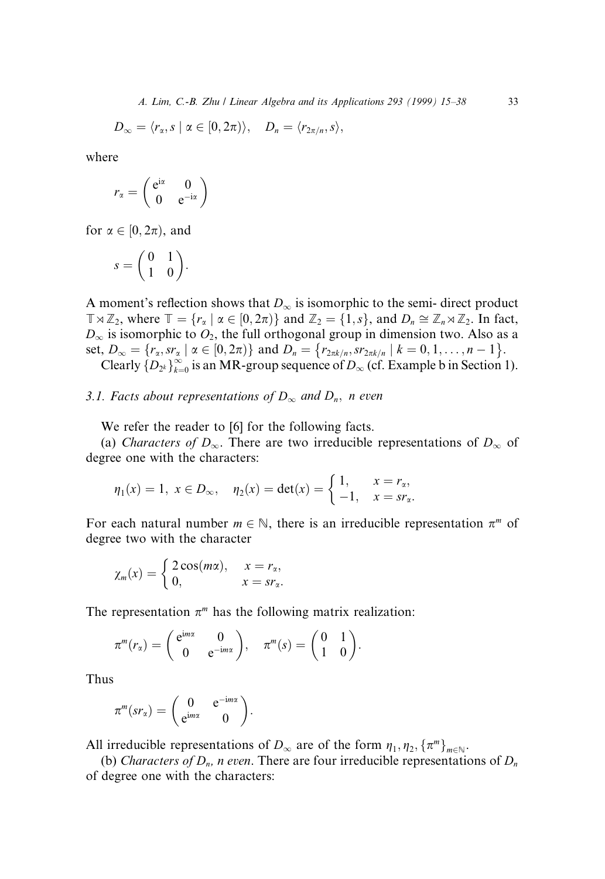$$D_\infty = \langle r_\alpha, s \mid \alpha \in [0, 2\pi) \rangle, \quad D_n = \langle r_{2\pi/n}, s \rangle,$$

where

$$r_\alpha = \begin{pmatrix} e^{i\alpha} & 0 \\ 0 & e^{-i\alpha} \end{pmatrix}$$

for $\alpha \in [0, 2\pi)$, and

$$s = \begin{pmatrix} 0 & 1 \\ 1 & 0 \end{pmatrix}.$$

A moment's reflection shows that $D_\infty$ is isomorphic to the semi- direct product $\mathbb{T} \rtimes \mathbb{Z}_2$, where $\mathbb{T} = \{r_\alpha \mid \alpha \in [0, 2\pi)\}$ and $\mathbb{Z}_2 = \{1, s\}$, and $D_n \cong \mathbb{Z}_n \rtimes \mathbb{Z}_2$. In fact, $D_\infty$ is isomorphic to $O_2$, the full orthogonal group in dimension two. Also as a set, $D_\infty = \{r_\alpha, sr_\alpha \mid \alpha \in [0, 2\pi)\}$ and $D_n = \{r_{2\pi k/n}, sr_{2\pi k/n} \mid k = 0, 1, \ldots, n-1\}$.

Clearly $\{D_{2^k}\}_{k=0}^{\infty}$ is an MR-group sequence of $D_\infty$ (cf. Example b in Section 1).

### 3.1. Facts about representations of $D_\infty$ and $D_n$, $n$ even

We refer the reader to [6] for the following facts.

(a) *Characters of* $D_\infty$. There are two irreducible representations of $D_\infty$ of degree one with the characters:

$$\eta_1(x) = 1, \ x \in D_\infty, \quad \eta_2(x) = \det(x) = \begin{cases} 1, & x = r_\alpha, \\ -1, & x = sr_\alpha. \end{cases}$$

For each natural number $m \in \mathbb{N}$, there is an irreducible representation $\pi^m$ of degree two with the character

$$\chi_m(x) = \begin{cases} 2\cos(m\alpha), & x = r_\alpha, \\ 0, & x = sr_\alpha. \end{cases}$$

The representation $\pi^m$ has the following matrix realization:

$$\pi^m(r_\alpha) = \begin{pmatrix} e^{im\alpha} & 0 \\ 0 & e^{-im\alpha} \end{pmatrix}, \quad \pi^m(s) = \begin{pmatrix} 0 & 1 \\ 1 & 0 \end{pmatrix}.$$

Thus

$$\pi^m(sr_\alpha) = \begin{pmatrix} 0 & e^{-im\alpha} \\ e^{im\alpha} & 0 \end{pmatrix}.$$

All irreducible representations of $D_\infty$ are of the form $\eta_1, \eta_2, \{\pi^m\}_{m \in \mathbb{N}}$.

(b) *Characters of* $D_n$, *n even*. There are four irreducible representations of $D_n$ of degree one with the characters: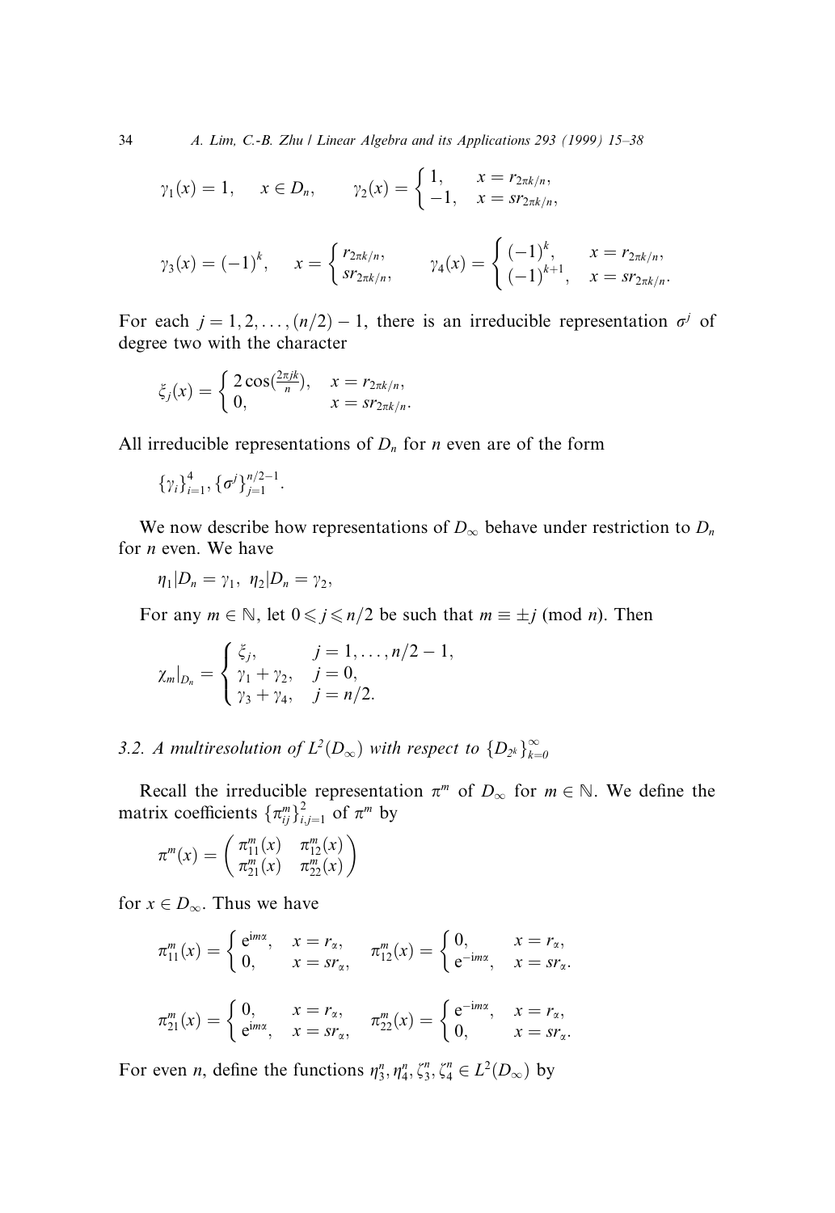$$\gamma_1(x) = 1, \quad x \in D_n, \qquad \gamma_2(x) = \begin{cases} 1, & x = r_{2\pi k/n}, \\ -1, & x = sr_{2\pi k/n}, \end{cases}$$

$$\gamma_3(x) = (-1)^k, \quad x = \begin{cases} r_{2\pi k/n}, \\ sr_{2\pi k/n}, \end{cases} \qquad \gamma_4(x) = \begin{cases} (-1)^k, & x = r_{2\pi k/n}, \\ (-1)^{k+1}, & x = sr_{2\pi k/n}. \end{cases}$$

For each $j = 1, 2, \ldots, (n/2) - 1$, there is an irreducible representation $\sigma^j$ of degree two with the character

$$\xi_j(x) = \begin{cases} 2\cos(\frac{2\pi jk}{n}), & x = r_{2\pi k/n}, \\ 0, & x = sr_{2\pi k/n}. \end{cases}$$

All irreducible representations of $D_n$ for $n$ even are of the form

$$\{\gamma_i\}_{i=1}^4, \{\sigma^j\}_{j=1}^{n/2-1}.$$

We now describe how representations of $D_\infty$ behave under restriction to $D_n$ for $n$ even. We have

$$\eta_1|D_n = \gamma_1, \;\; \eta_2|D_n = \gamma_2,$$

For any $m \in \mathbb{N}$, let $0 \leqslant j \leqslant n/2$ be such that $m \equiv \pm j \pmod{n}$. Then

$$\chi_m|_{D_n} = \begin{cases} \xi_j, & j = 1, \ldots, n/2 - 1, \\ \gamma_1 + \gamma_2, & j = 0, \\ \gamma_3 + \gamma_4, & j = n/2. \end{cases}$$

### 3.2. A multiresolution of $L^2(D_\infty)$ with respect to $\{D_{2^k}\}_{k=0}^\infty$

Recall the irreducible representation $\pi^m$ of $D_\infty$ for $m \in \mathbb{N}$. We define the matrix coefficients $\{\pi_{ij}^m\}_{i,j=1}^2$ of $\pi^m$ by

$$\pi^m(x) = \begin{pmatrix} \pi_{11}^m(x) & \pi_{12}^m(x) \\ \pi_{21}^m(x) & \pi_{22}^m(x) \end{pmatrix}$$

for $x \in D_\infty$. Thus we have

$$\pi_{11}^m(x) = \begin{cases} e^{im\alpha}, & x = r_\alpha, \\ 0, & x = sr_\alpha, \end{cases} \quad \pi_{12}^m(x) = \begin{cases} 0, & x = r_\alpha, \\ e^{-im\alpha}, & x = sr_\alpha. \end{cases}$$

$$\pi_{21}^m(x) = \begin{cases} 0, & x = r_\alpha, \\ e^{im\alpha}, & x = sr_\alpha, \end{cases} \quad \pi_{22}^m(x) = \begin{cases} e^{-im\alpha}, & x = r_\alpha, \\ 0, & x = sr_\alpha. \end{cases}$$

For even $n$, define the functions $\eta_3^n, \eta_4^n, \zeta_3^n, \zeta_4^n \in L^2(D_\infty)$ by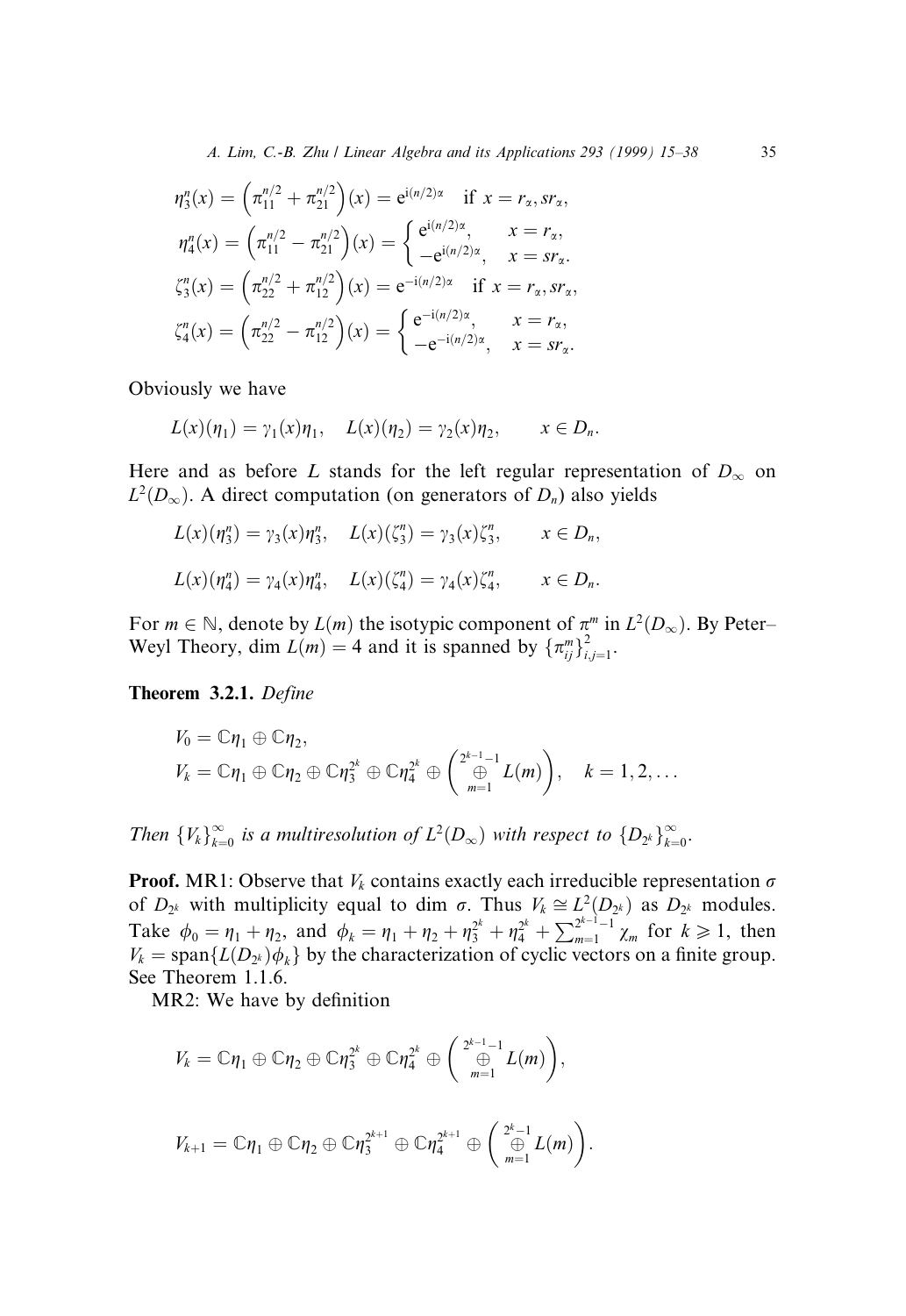$$\eta_3^n(x) = \left(\pi_{11}^{n/2} + \pi_{21}^{n/2}\right)(x) = \mathrm{e}^{\mathrm{i}(n/2)\alpha} \quad \text{if } x = r_\alpha, sr_\alpha,$$

$$\eta_4^n(x) = \left(\pi_{11}^{n/2} - \pi_{21}^{n/2}\right)(x) = \begin{cases} \mathrm{e}^{\mathrm{i}(n/2)\alpha}, & x = r_\alpha, \\ -\mathrm{e}^{\mathrm{i}(n/2)\alpha}, & x = sr_\alpha. \end{cases}$$

$$\zeta_3^n(x) = \left(\pi_{22}^{n/2} + \pi_{12}^{n/2}\right)(x) = \mathrm{e}^{-\mathrm{i}(n/2)\alpha} \quad \text{if } x = r_\alpha, sr_\alpha,$$

$$\zeta_4^n(x) = \left(\pi_{22}^{n/2} - \pi_{12}^{n/2}\right)(x) = \begin{cases} \mathrm{e}^{-\mathrm{i}(n/2)\alpha}, & x = r_\alpha, \\ -\mathrm{e}^{-\mathrm{i}(n/2)\alpha}, & x = sr_\alpha. \end{cases}$$

Obviously we have

$$L(x)(\eta_1) = \gamma_1(x)\eta_1, \quad L(x)(\eta_2) = \gamma_2(x)\eta_2, \qquad x \in D_n.$$

Here and as before $L$ stands for the left regular representation of $D_\infty$ on $L^2(D_\infty)$. A direct computation (on generators of $D_n$) also yields

$$L(x)(\eta_3^n) = \gamma_3(x)\eta_3^n, \quad L(x)(\zeta_3^n) = \gamma_3(x)\zeta_3^n, \qquad x \in D_n,$$

$$L(x)(\eta_4^n) = \gamma_4(x)\eta_4^n, \quad L(x)(\zeta_4^n) = \gamma_4(x)\zeta_4^n, \qquad x \in D_n.$$

For $m \in \mathbb{N}$, denote by $L(m)$ the isotypic component of $\pi^m$ in $L^2(D_\infty)$. By Peter–Weyl Theory, $\dim L(m) = 4$ and it is spanned by $\{\pi_{ij}^m\}_{i,j=1}^2$.

**Theorem 3.2.1.** *Define*

$$V_0 = \mathbb{C}\eta_1 \oplus \mathbb{C}\eta_2,$$
$$V_k = \mathbb{C}\eta_1 \oplus \mathbb{C}\eta_2 \oplus \mathbb{C}\eta_3^{2^k} \oplus \mathbb{C}\eta_4^{2^k} \oplus \left(\bigoplus_{m=1}^{2^{k-1}-1} L(m)\right), \quad k = 1, 2, \ldots$$

*Then $\{V_k\}_{k=0}^\infty$ is a multiresolution of $L^2(D_\infty)$ with respect to $\{D_{2^k}\}_{k=0}^\infty$.*

**Proof.** MR1: Observe that $V_k$ contains exactly each irreducible representation $\sigma$ of $D_{2^k}$ with multiplicity equal to $\dim \sigma$. Thus $V_k \cong L^2(D_{2^k})$ as $D_{2^k}$ modules. Take $\phi_0 = \eta_1 + \eta_2$, and $\phi_k = \eta_1 + \eta_2 + \eta_3^{2^k} + \eta_4^{2^k} + \sum_{m=1}^{2^{k-1}-1} \chi_m$ for $k \geqslant 1$, then $V_k = \operatorname{span}\{L(D_{2^k})\phi_k\}$ by the characterization of cyclic vectors on a finite group. See Theorem 1.1.6.

MR2: We have by definition

$$V_k = \mathbb{C}\eta_1 \oplus \mathbb{C}\eta_2 \oplus \mathbb{C}\eta_3^{2^k} \oplus \mathbb{C}\eta_4^{2^k} \oplus \left(\bigoplus_{m=1}^{2^{k-1}-1} L(m)\right),$$

$$V_{k+1} = \mathbb{C}\eta_1 \oplus \mathbb{C}\eta_2 \oplus \mathbb{C}\eta_3^{2^{k+1}} \oplus \mathbb{C}\eta_4^{2^{k+1}} \oplus \left(\bigoplus_{m=1}^{2^k-1} L(m)\right).$$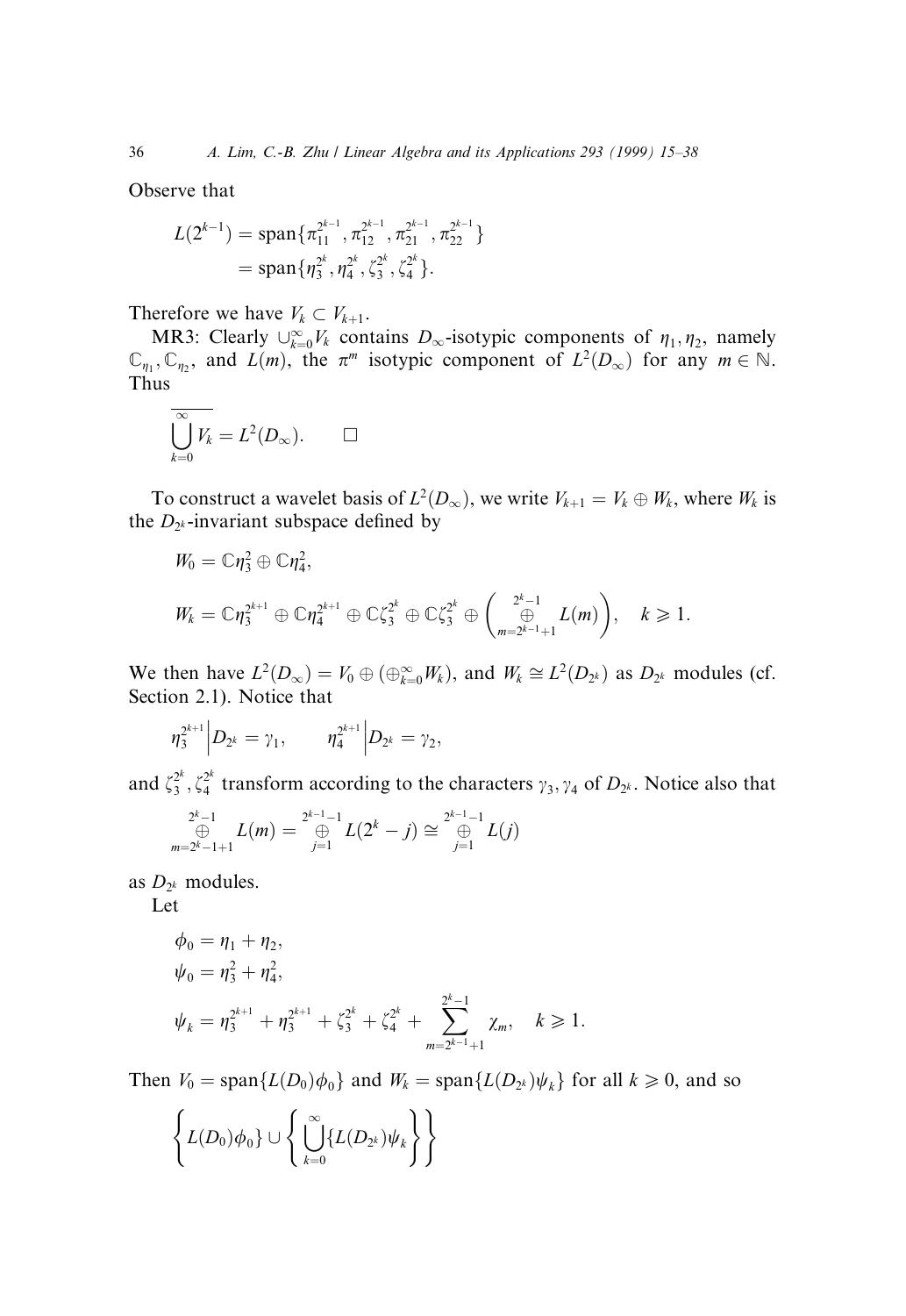Observe that

$$L(2^{k-1}) = \text{span}\{\pi_{11}^{2^{k-1}}, \pi_{12}^{2^{k-1}}, \pi_{21}^{2^{k-1}}, \pi_{22}^{2^{k-1}}\}$$
$$= \text{span}\{\eta_3^{2^k}, \eta_4^{2^k}, \zeta_3^{2^k}, \zeta_4^{2^k}\}.$$

Therefore we have $V_k \subset V_{k+1}$.

MR3: Clearly $\cup_{k=0}^{\infty} V_k$ contains $D_\infty$-isotypic components of $\eta_1, \eta_2$, namely $\mathbb{C}_{\eta_1}, \mathbb{C}_{\eta_2}$, and $L(m)$, the $\pi^m$ isotypic component of $L^2(D_\infty)$ for any $m \in \mathbb{N}$. Thus

$$\overline{\bigcup_{k=0}^{\infty} V_k} = L^2(D_\infty). \qquad \square$$

To construct a wavelet basis of $L^2(D_\infty)$, we write $V_{k+1} = V_k \oplus W_k$, where $W_k$ is the $D_{2^k}$-invariant subspace defined by

$$W_0 = \mathbb{C}\eta_3^2 \oplus \mathbb{C}\eta_4^2,$$

$$W_k = \mathbb{C}\eta_3^{2^{k+1}} \oplus \mathbb{C}\eta_4^{2^{k+1}} \oplus \mathbb{C}\zeta_3^{2^k} \oplus \mathbb{C}\zeta_3^{2^k} \oplus \left( \bigoplus_{m=2^{k-1}+1}^{2^k-1} L(m) \right), \quad k \geqslant 1.$$

We then have $L^2(D_\infty) = V_0 \oplus (\oplus_{k=0}^{\infty} W_k)$, and $W_k \cong L^2(D_{2^k})$ as $D_{2^k}$ modules (cf. Section 2.1). Notice that

$$\eta_3^{2^{k+1}} \Big| D_{2^k} = \gamma_1, \qquad \eta_4^{2^{k+1}} \Big| D_{2^k} = \gamma_2,$$

and $\zeta_3^{2^k}, \zeta_4^{2^k}$ transform according to the characters $\gamma_3, \gamma_4$ of $D_{2^k}$. Notice also that

$$\bigoplus_{m=2^k-1+1}^{2^k-1} L(m) = \bigoplus_{j=1}^{2^{k-1}-1} L(2^k - j) \cong \bigoplus_{j=1}^{2^{k-1}-1} L(j)$$

as $D_{2^k}$ modules.

Let

$$\phi_0 = \eta_1 + \eta_2,$$
$$\psi_0 = \eta_3^2 + \eta_4^2,$$
$$\psi_k = \eta_3^{2^{k+1}} + \eta_3^{2^{k+1}} + \zeta_3^{2^k} + \zeta_4^{2^k} + \sum_{m=2^{k-1}+1}^{2^k-1} \chi_m, \quad k \geqslant 1.$$

Then $V_0 = \text{span}\{L(D_0)\phi_0\}$ and $W_k = \text{span}\{L(D_{2^k})\psi_k\}$ for all $k \geqslant 0$, and so

$$\left\{ L(D_0)\phi_0\} \cup \left\{ \bigcup_{k=0}^{\infty} \{L(D_{2^k})\psi_k \right\} \right\}$$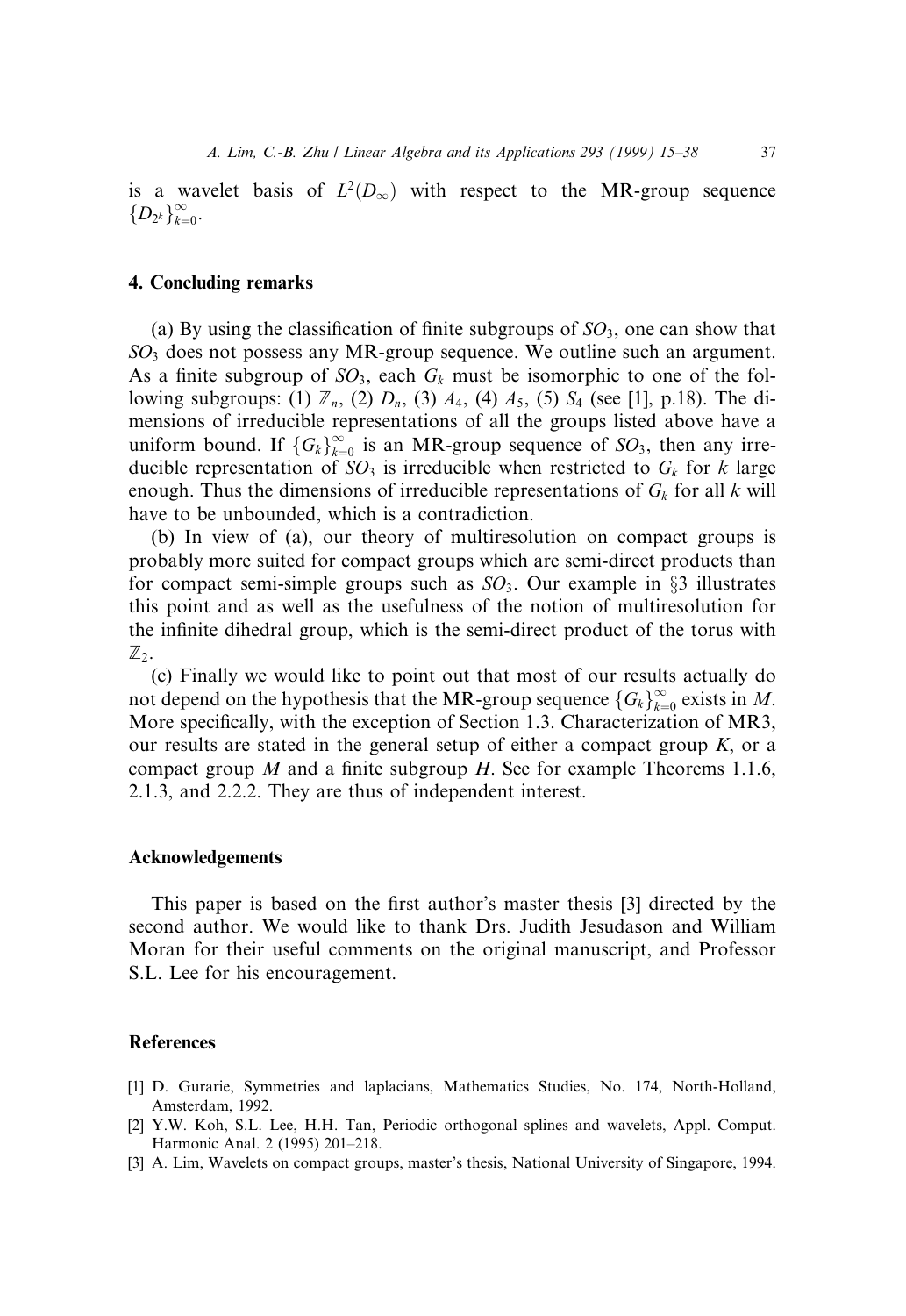is a wavelet basis of $L^2(D_\infty)$ with respect to the MR-group sequence $\{D_{2^k}\}_{k=0}^{\infty}$.

## 4. Concluding remarks

(a) By using the classification of finite subgroups of $SO_3$, one can show that $SO_3$ does not possess any MR-group sequence. We outline such an argument. As a finite subgroup of $SO_3$, each $G_k$ must be isomorphic to one of the following subgroups: (1) $\mathbb{Z}_n$, (2) $D_n$, (3) $A_4$, (4) $A_5$, (5) $S_4$ (see [1], p.18). The dimensions of irreducible representations of all the groups listed above have a uniform bound. If $\{G_k\}_{k=0}^{\infty}$ is an MR-group sequence of $SO_3$, then any irreducible representation of $SO_3$ is irreducible when restricted to $G_k$ for $k$ large enough. Thus the dimensions of irreducible representations of $G_k$ for all $k$ will have to be unbounded, which is a contradiction.

(b) In view of (a), our theory of multiresolution on compact groups is probably more suited for compact groups which are semi-direct products than for compact semi-simple groups such as $SO_3$. Our example in §3 illustrates this point and as well as the usefulness of the notion of multiresolution for the infinite dihedral group, which is the semi-direct product of the torus with $\mathbb{Z}_2$.

(c) Finally we would like to point out that most of our results actually do not depend on the hypothesis that the MR-group sequence $\{G_k\}_{k=0}^{\infty}$ exists in $M$. More specifically, with the exception of Section 1.3. Characterization of MR3, our results are stated in the general setup of either a compact group $K$, or a compact group $M$ and a finite subgroup $H$. See for example Theorems 1.1.6, 2.1.3, and 2.2.2. They are thus of independent interest.

## Acknowledgements

This paper is based on the first author's master thesis [3] directed by the second author. We would like to thank Drs. Judith Jesudason and William Moran for their useful comments on the original manuscript, and Professor S.L. Lee for his encouragement.

## References

[1] D. Gurarie, Symmetries and laplacians, Mathematics Studies, No. 174, North-Holland, Amsterdam, 1992.

[2] Y.W. Koh, S.L. Lee, H.H. Tan, Periodic orthogonal splines and wavelets, Appl. Comput. Harmonic Anal. 2 (1995) 201–218.

[3] A. Lim, Wavelets on compact groups, master's thesis, National University of Singapore, 1994.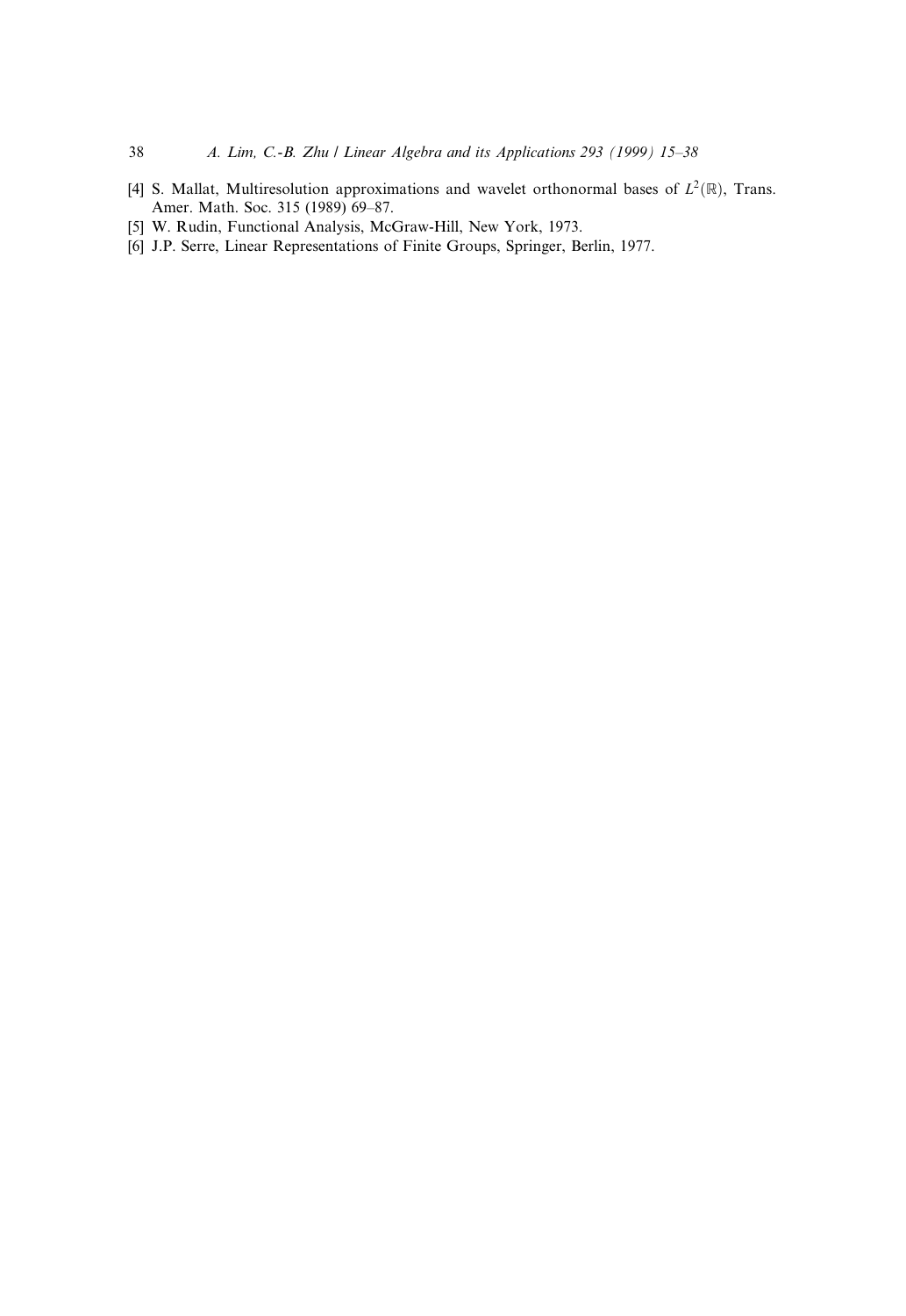[4] S. Mallat, Multiresolution approximations and wavelet orthonormal bases of $L^2(\mathbb{R})$, Trans. Amer. Math. Soc. 315 (1989) 69–87.

[5] W. Rudin, Functional Analysis, McGraw-Hill, New York, 1973.

[6] J.P. Serre, Linear Representations of Finite Groups, Springer, Berlin, 1977.